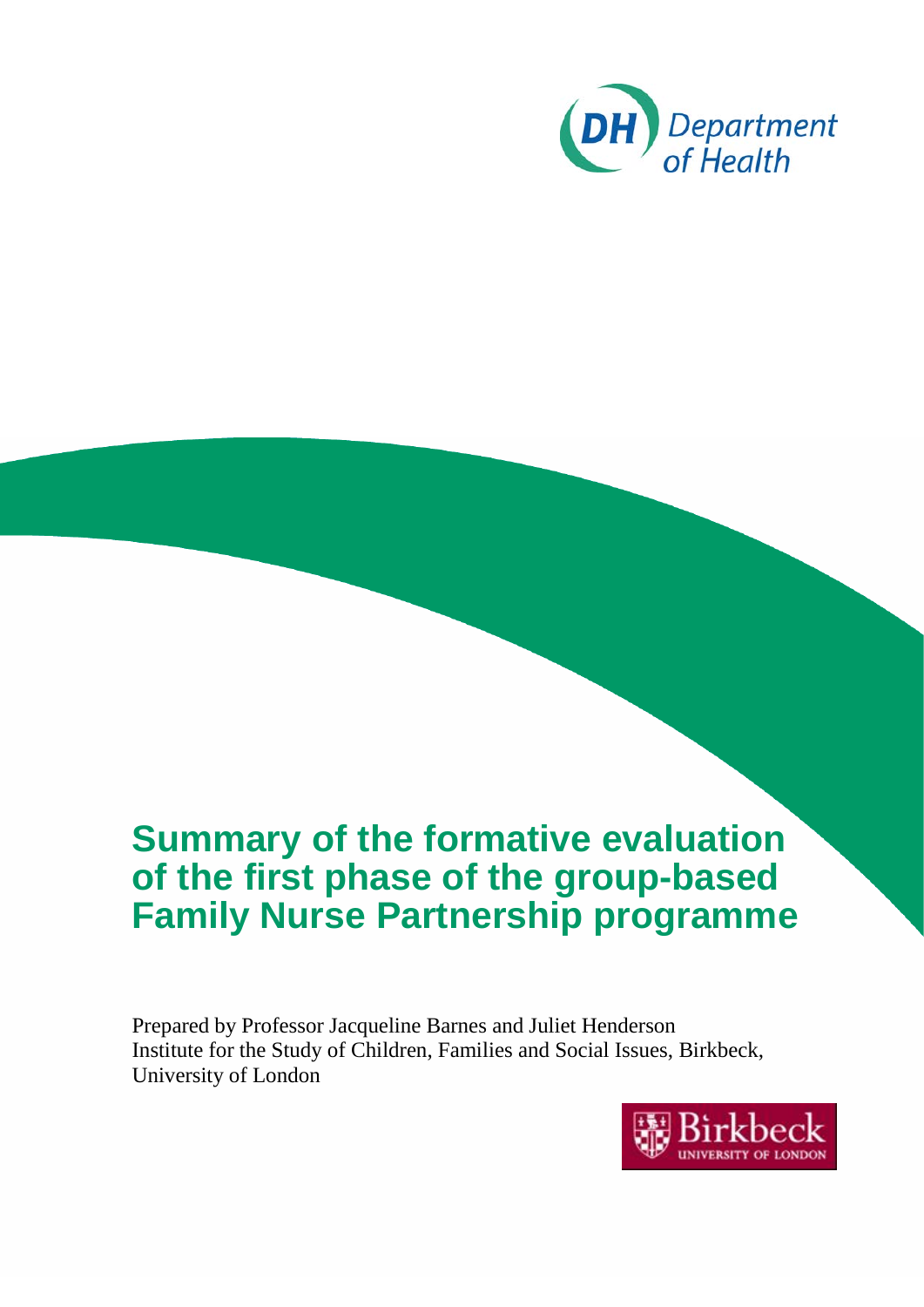DH Department of Health

# Summary of the formative evaluation of the first phase of the group-based Family Nurse Partnership programme

Prepared by Professor Jacqueline Barnes and Juliet Henderson
Institute for the Study of Children, Families and Social Issues, Birkbeck, University of London

Birkbeck UNIVERSITY OF LONDON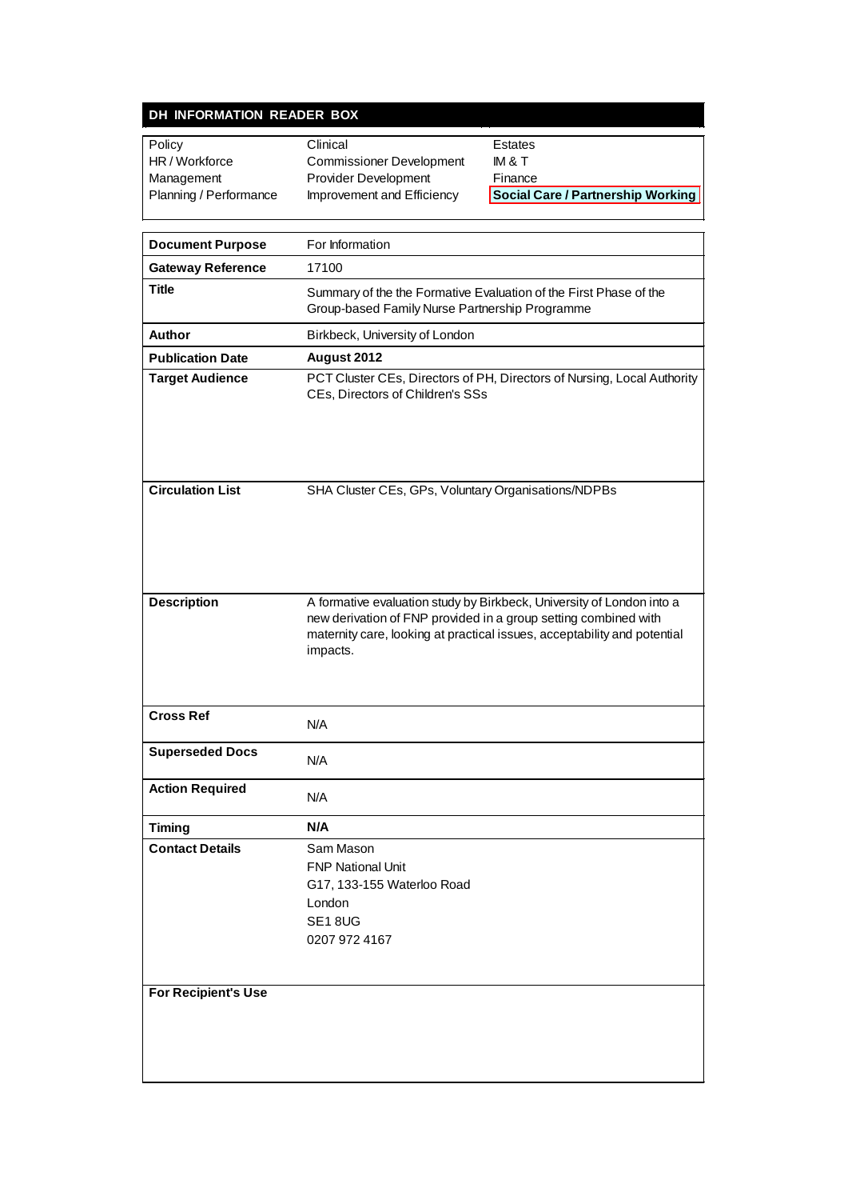## DH INFORMATION READER BOX

| Policy | Clinical | Estates |
| --- | --- | --- |
| HR / Workforce | Commissioner Development | IM & T |
| Management | Provider Development | Finance |
| Planning / Performance | Improvement and Efficiency | **Social Care / Partnership Working** |

| | |
| --- | --- |
| **Document Purpose** | For Information |
| **Gateway Reference** | 17100 |
| **Title** | Summary of the the Formative Evaluation of the First Phase of the Group-based Family Nurse Partnership Programme |
| **Author** | Birkbeck, University of London |
| **Publication Date** | **August 2012** |
| **Target Audience** | PCT Cluster CEs, Directors of PH, Directors of Nursing, Local Authority CEs, Directors of Children's SSs |
| **Circulation List** | SHA Cluster CEs, GPs, Voluntary Organisations/NDPBs |
| **Description** | A formative evaluation study by Birkbeck, University of London into a new derivation of FNP provided in a group setting combined with maternity care, looking at practical issues, acceptability and potential impacts. |
| **Cross Ref** | N/A |
| **Superseded Docs** | N/A |
| **Action Required** | N/A |
| **Timing** | **N/A** |
| **Contact Details** | Sam Mason<br>FNP National Unit<br>G17, 133-155 Waterloo Road<br>London<br>SE1 8UG<br>0207 972 4167 |
| **For Recipient's Use** | |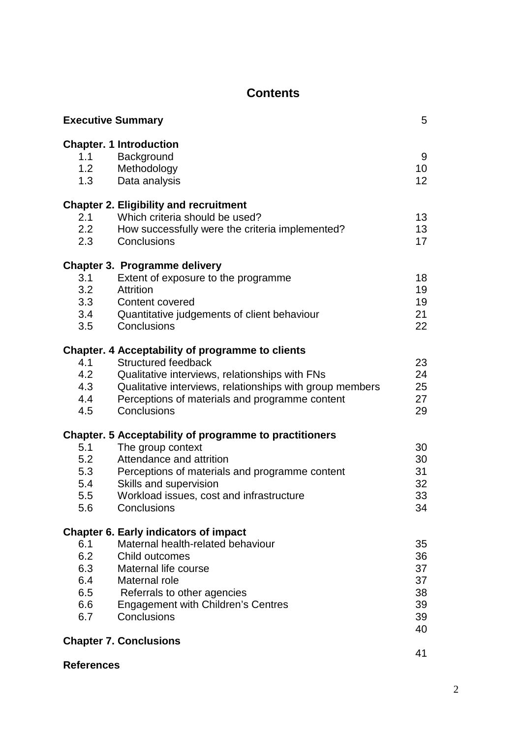# Contents

| | | |
|---|---|---|
| **Executive Summary** | | 5 |
| **Chapter. 1 Introduction** | | |
| 1.1 | Background | 9 |
| 1.2 | Methodology | 10 |
| 1.3 | Data analysis | 12 |
| **Chapter 2. Eligibility and recruitment** | | |
| 2.1 | Which criteria should be used? | 13 |
| 2.2 | How successfully were the criteria implemented? | 13 |
| 2.3 | Conclusions | 17 |
| **Chapter 3. Programme delivery** | | |
| 3.1 | Extent of exposure to the programme | 18 |
| 3.2 | Attrition | 19 |
| 3.3 | Content covered | 19 |
| 3.4 | Quantitative judgements of client behaviour | 21 |
| 3.5 | Conclusions | 22 |
| **Chapter. 4 Acceptability of programme to clients** | | |
| 4.1 | Structured feedback | 23 |
| 4.2 | Qualitative interviews, relationships with FNs | 24 |
| 4.3 | Qualitative interviews, relationships with group members | 25 |
| 4.4 | Perceptions of materials and programme content | 27 |
| 4.5 | Conclusions | 29 |
| **Chapter. 5 Acceptability of programme to practitioners** | | |
| 5.1 | The group context | 30 |
| 5.2 | Attendance and attrition | 30 |
| 5.3 | Perceptions of materials and programme content | 31 |
| 5.4 | Skills and supervision | 32 |
| 5.5 | Workload issues, cost and infrastructure | 33 |
| 5.6 | Conclusions | 34 |
| **Chapter 6. Early indicators of impact** | | |
| 6.1 | Maternal health-related behaviour | 35 |
| 6.2 | Child outcomes | 36 |
| 6.3 | Maternal life course | 37 |
| 6.4 | Maternal role | 37 |
| 6.5 | Referrals to other agencies | 38 |
| 6.6 | Engagement with Children's Centres | 39 |
| 6.7 | Conclusions | 39 |
| **Chapter 7. Conclusions** | | 40 |
| **References** | | 41 |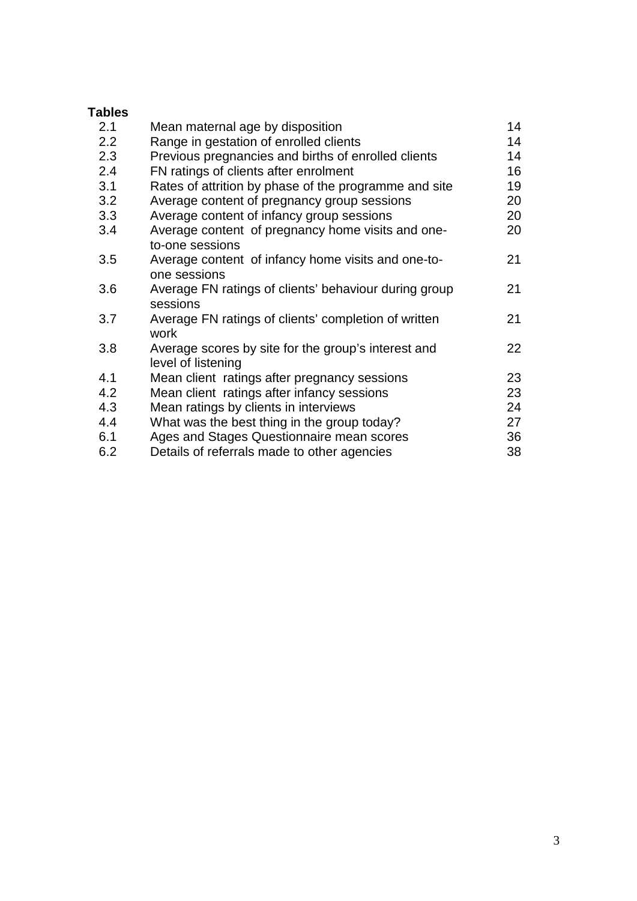**Tables**

| | | |
|---|---|---|
| 2.1 | Mean maternal age by disposition | 14 |
| 2.2 | Range in gestation of enrolled clients | 14 |
| 2.3 | Previous pregnancies and births of enrolled clients | 14 |
| 2.4 | FN ratings of clients after enrolment | 16 |
| 3.1 | Rates of attrition by phase of the programme and site | 19 |
| 3.2 | Average content of pregnancy group sessions | 20 |
| 3.3 | Average content of infancy group sessions | 20 |
| 3.4 | Average content of pregnancy home visits and one-to-one sessions | 20 |
| 3.5 | Average content of infancy home visits and one-to-one sessions | 21 |
| 3.6 | Average FN ratings of clients' behaviour during group sessions | 21 |
| 3.7 | Average FN ratings of clients' completion of written work | 21 |
| 3.8 | Average scores by site for the group's interest and level of listening | 22 |
| 4.1 | Mean client ratings after pregnancy sessions | 23 |
| 4.2 | Mean client ratings after infancy sessions | 23 |
| 4.3 | Mean ratings by clients in interviews | 24 |
| 4.4 | What was the best thing in the group today? | 27 |
| 6.1 | Ages and Stages Questionnaire mean scores | 36 |
| 6.2 | Details of referrals made to other agencies | 38 |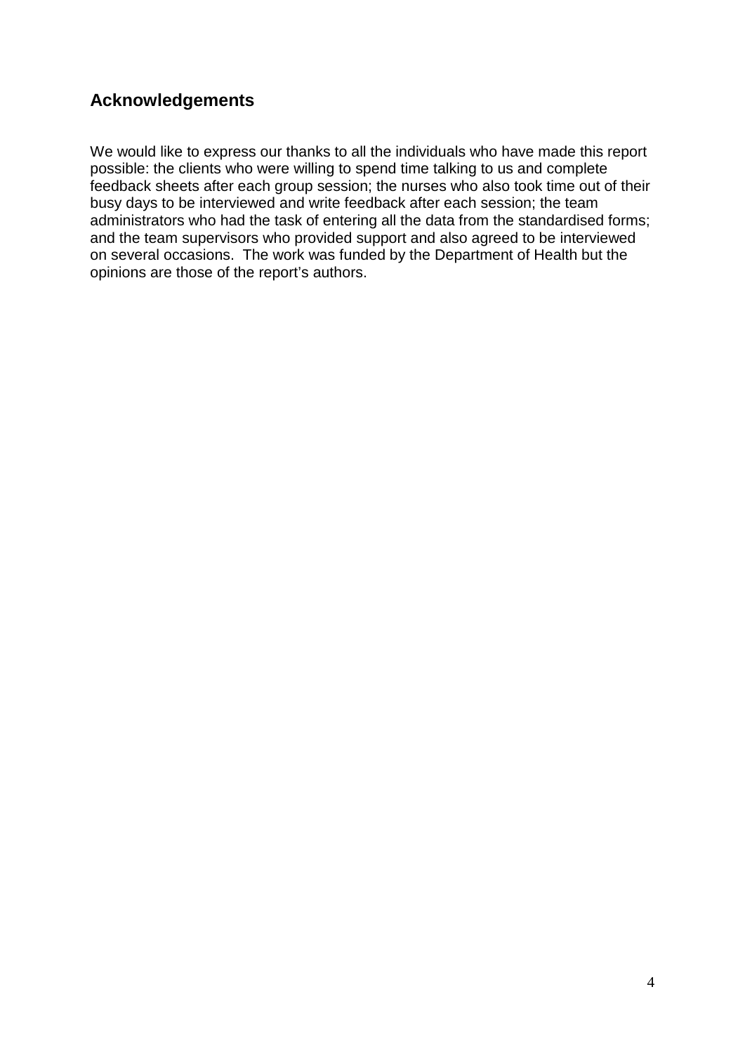## Acknowledgements

We would like to express our thanks to all the individuals who have made this report possible: the clients who were willing to spend time talking to us and complete feedback sheets after each group session; the nurses who also took time out of their busy days to be interviewed and write feedback after each session; the team administrators who had the task of entering all the data from the standardised forms; and the team supervisors who provided support and also agreed to be interviewed on several occasions. The work was funded by the Department of Health but the opinions are those of the report's authors.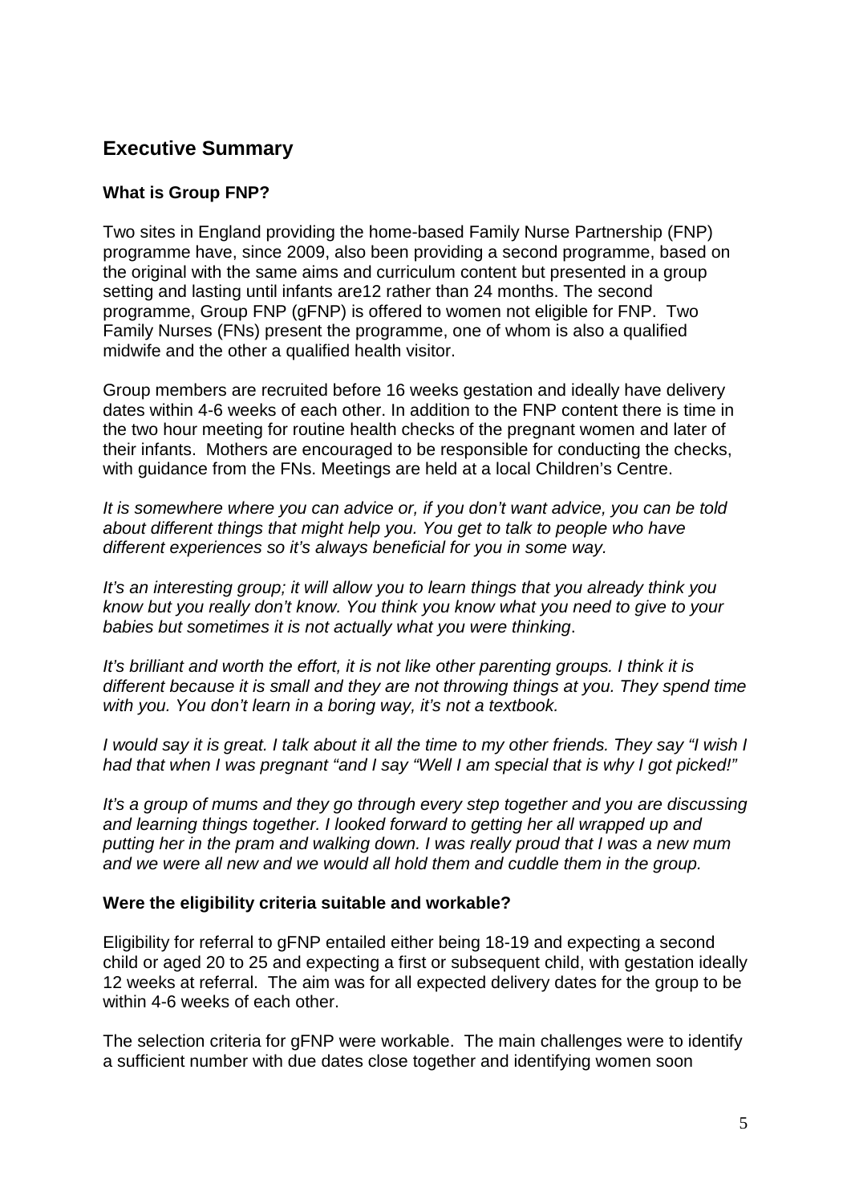## Executive Summary

### What is Group FNP?

Two sites in England providing the home-based Family Nurse Partnership (FNP) programme have, since 2009, also been providing a second programme, based on the original with the same aims and curriculum content but presented in a group setting and lasting until infants are12 rather than 24 months. The second programme, Group FNP (gFNP) is offered to women not eligible for FNP. Two Family Nurses (FNs) present the programme, one of whom is also a qualified midwife and the other a qualified health visitor.

Group members are recruited before 16 weeks gestation and ideally have delivery dates within 4-6 weeks of each other. In addition to the FNP content there is time in the two hour meeting for routine health checks of the pregnant women and later of their infants. Mothers are encouraged to be responsible for conducting the checks, with guidance from the FNs. Meetings are held at a local Children's Centre.

*It is somewhere where you can advice or, if you don't want advice, you can be told about different things that might help you. You get to talk to people who have different experiences so it's always beneficial for you in some way.*

*It's an interesting group; it will allow you to learn things that you already think you know but you really don't know. You think you know what you need to give to your babies but sometimes it is not actually what you were thinking*.

*It's brilliant and worth the effort, it is not like other parenting groups. I think it is different because it is small and they are not throwing things at you. They spend time with you. You don't learn in a boring way, it's not a textbook.*

*I would say it is great. I talk about it all the time to my other friends. They say "I wish I had that when I was pregnant "and I say "Well I am special that is why I got picked!"*

*It's a group of mums and they go through every step together and you are discussing and learning things together. I looked forward to getting her all wrapped up and putting her in the pram and walking down. I was really proud that I was a new mum and we were all new and we would all hold them and cuddle them in the group.*

### Were the eligibility criteria suitable and workable?

Eligibility for referral to gFNP entailed either being 18-19 and expecting a second child or aged 20 to 25 and expecting a first or subsequent child, with gestation ideally 12 weeks at referral. The aim was for all expected delivery dates for the group to be within 4-6 weeks of each other.

The selection criteria for gFNP were workable. The main challenges were to identify a sufficient number with due dates close together and identifying women soon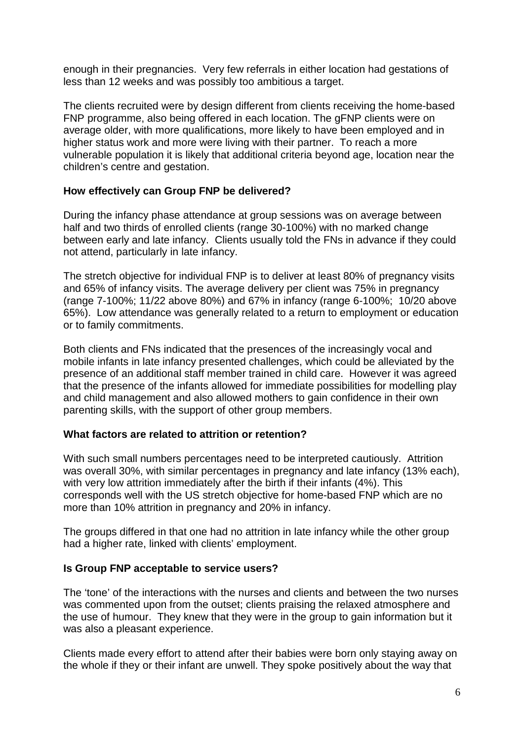enough in their pregnancies. Very few referrals in either location had gestations of less than 12 weeks and was possibly too ambitious a target.

The clients recruited were by design different from clients receiving the home-based FNP programme, also being offered in each location. The gFNP clients were on average older, with more qualifications, more likely to have been employed and in higher status work and more were living with their partner. To reach a more vulnerable population it is likely that additional criteria beyond age, location near the children's centre and gestation.

**How effectively can Group FNP be delivered?**

During the infancy phase attendance at group sessions was on average between half and two thirds of enrolled clients (range 30-100%) with no marked change between early and late infancy. Clients usually told the FNs in advance if they could not attend, particularly in late infancy.

The stretch objective for individual FNP is to deliver at least 80% of pregnancy visits and 65% of infancy visits. The average delivery per client was 75% in pregnancy (range 7-100%; 11/22 above 80%) and 67% in infancy (range 6-100%; 10/20 above 65%). Low attendance was generally related to a return to employment or education or to family commitments.

Both clients and FNs indicated that the presences of the increasingly vocal and mobile infants in late infancy presented challenges, which could be alleviated by the presence of an additional staff member trained in child care. However it was agreed that the presence of the infants allowed for immediate possibilities for modelling play and child management and also allowed mothers to gain confidence in their own parenting skills, with the support of other group members.

**What factors are related to attrition or retention?**

With such small numbers percentages need to be interpreted cautiously. Attrition was overall 30%, with similar percentages in pregnancy and late infancy (13% each), with very low attrition immediately after the birth if their infants (4%). This corresponds well with the US stretch objective for home-based FNP which are no more than 10% attrition in pregnancy and 20% in infancy.

The groups differed in that one had no attrition in late infancy while the other group had a higher rate, linked with clients' employment.

**Is Group FNP acceptable to service users?**

The 'tone' of the interactions with the nurses and clients and between the two nurses was commented upon from the outset; clients praising the relaxed atmosphere and the use of humour. They knew that they were in the group to gain information but it was also a pleasant experience.

Clients made every effort to attend after their babies were born only staying away on the whole if they or their infant are unwell. They spoke positively about the way that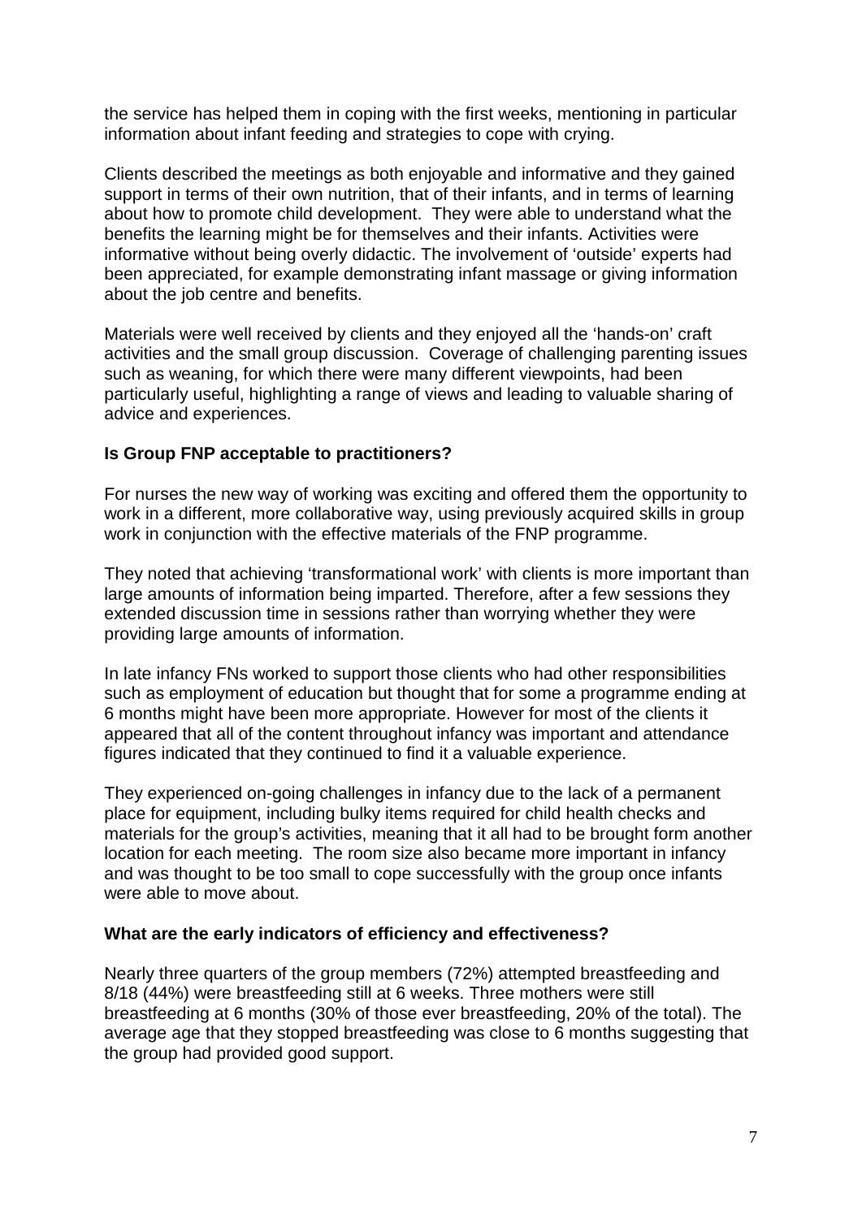the service has helped them in coping with the first weeks, mentioning in particular information about infant feeding and strategies to cope with crying.

Clients described the meetings as both enjoyable and informative and they gained support in terms of their own nutrition, that of their infants, and in terms of learning about how to promote child development. They were able to understand what the benefits the learning might be for themselves and their infants. Activities were informative without being overly didactic. The involvement of 'outside' experts had been appreciated, for example demonstrating infant massage or giving information about the job centre and benefits.

Materials were well received by clients and they enjoyed all the 'hands-on' craft activities and the small group discussion. Coverage of challenging parenting issues such as weaning, for which there were many different viewpoints, had been particularly useful, highlighting a range of views and leading to valuable sharing of advice and experiences.

**Is Group FNP acceptable to practitioners?**

For nurses the new way of working was exciting and offered them the opportunity to work in a different, more collaborative way, using previously acquired skills in group work in conjunction with the effective materials of the FNP programme.

They noted that achieving 'transformational work' with clients is more important than large amounts of information being imparted. Therefore, after a few sessions they extended discussion time in sessions rather than worrying whether they were providing large amounts of information.

In late infancy FNs worked to support those clients who had other responsibilities such as employment of education but thought that for some a programme ending at 6 months might have been more appropriate. However for most of the clients it appeared that all of the content throughout infancy was important and attendance figures indicated that they continued to find it a valuable experience.

They experienced on-going challenges in infancy due to the lack of a permanent place for equipment, including bulky items required for child health checks and materials for the group's activities, meaning that it all had to be brought form another location for each meeting. The room size also became more important in infancy and was thought to be too small to cope successfully with the group once infants were able to move about.

**What are the early indicators of efficiency and effectiveness?**

Nearly three quarters of the group members (72%) attempted breastfeeding and 8/18 (44%) were breastfeeding still at 6 weeks. Three mothers were still breastfeeding at 6 months (30% of those ever breastfeeding, 20% of the total). The average age that they stopped breastfeeding was close to 6 months suggesting that the group had provided good support.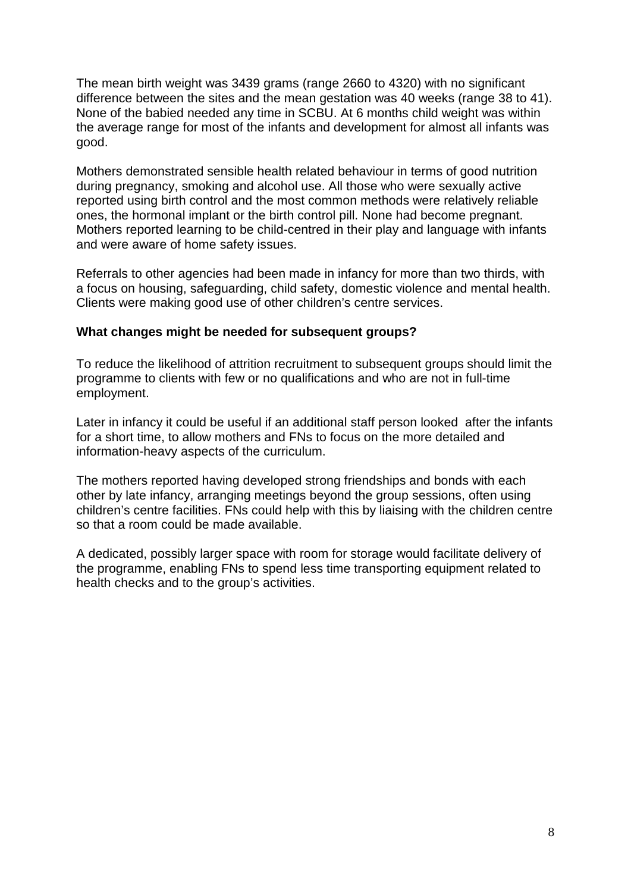The mean birth weight was 3439 grams (range 2660 to 4320) with no significant difference between the sites and the mean gestation was 40 weeks (range 38 to 41). None of the babied needed any time in SCBU. At 6 months child weight was within the average range for most of the infants and development for almost all infants was good.

Mothers demonstrated sensible health related behaviour in terms of good nutrition during pregnancy, smoking and alcohol use. All those who were sexually active reported using birth control and the most common methods were relatively reliable ones, the hormonal implant or the birth control pill. None had become pregnant. Mothers reported learning to be child-centred in their play and language with infants and were aware of home safety issues.

Referrals to other agencies had been made in infancy for more than two thirds, with a focus on housing, safeguarding, child safety, domestic violence and mental health. Clients were making good use of other children's centre services.

**What changes might be needed for subsequent groups?**

To reduce the likelihood of attrition recruitment to subsequent groups should limit the programme to clients with few or no qualifications and who are not in full-time employment.

Later in infancy it could be useful if an additional staff person looked after the infants for a short time, to allow mothers and FNs to focus on the more detailed and information-heavy aspects of the curriculum.

The mothers reported having developed strong friendships and bonds with each other by late infancy, arranging meetings beyond the group sessions, often using children's centre facilities. FNs could help with this by liaising with the children centre so that a room could be made available.

A dedicated, possibly larger space with room for storage would facilitate delivery of the programme, enabling FNs to spend less time transporting equipment related to health checks and to the group's activities.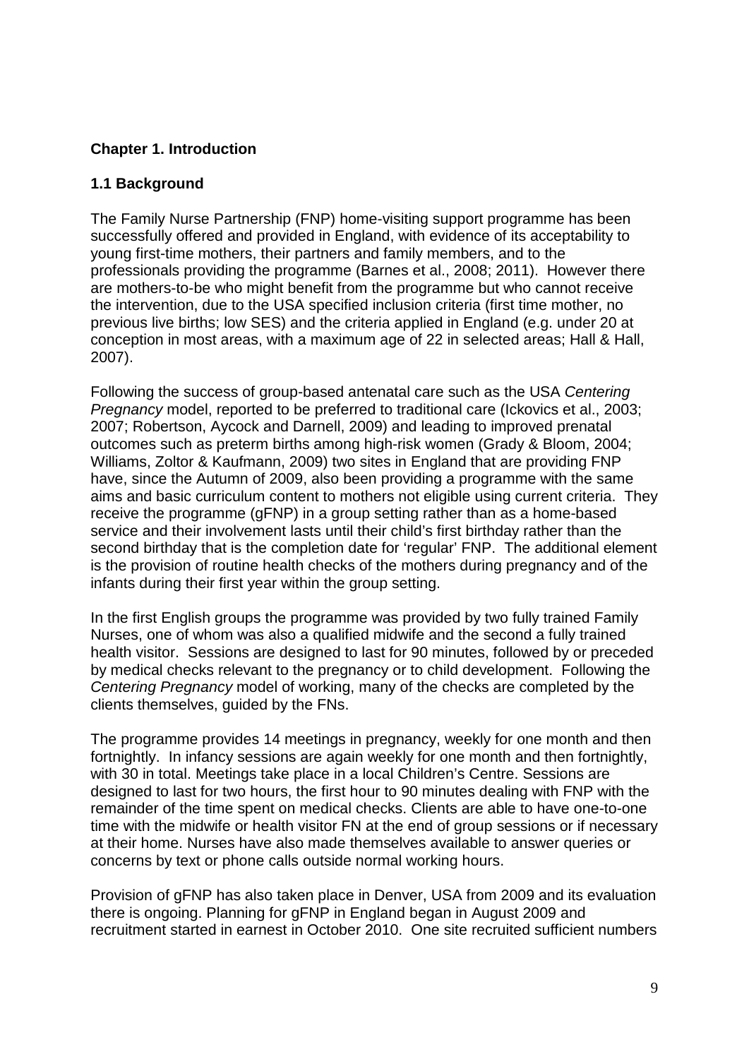# Chapter 1. Introduction

## 1.1 Background

The Family Nurse Partnership (FNP) home-visiting support programme has been successfully offered and provided in England, with evidence of its acceptability to young first-time mothers, their partners and family members, and to the professionals providing the programme (Barnes et al., 2008; 2011). However there are mothers-to-be who might benefit from the programme but who cannot receive the intervention, due to the USA specified inclusion criteria (first time mother, no previous live births; low SES) and the criteria applied in England (e.g. under 20 at conception in most areas, with a maximum age of 22 in selected areas; Hall & Hall, 2007).

Following the success of group-based antenatal care such as the USA *Centering Pregnancy* model, reported to be preferred to traditional care (Ickovics et al., 2003; 2007; Robertson, Aycock and Darnell, 2009) and leading to improved prenatal outcomes such as preterm births among high-risk women (Grady & Bloom, 2004; Williams, Zoltor & Kaufmann, 2009) two sites in England that are providing FNP have, since the Autumn of 2009, also been providing a programme with the same aims and basic curriculum content to mothers not eligible using current criteria. They receive the programme (gFNP) in a group setting rather than as a home-based service and their involvement lasts until their child's first birthday rather than the second birthday that is the completion date for 'regular' FNP. The additional element is the provision of routine health checks of the mothers during pregnancy and of the infants during their first year within the group setting.

In the first English groups the programme was provided by two fully trained Family Nurses, one of whom was also a qualified midwife and the second a fully trained health visitor. Sessions are designed to last for 90 minutes, followed by or preceded by medical checks relevant to the pregnancy or to child development. Following the *Centering Pregnancy* model of working, many of the checks are completed by the clients themselves, guided by the FNs.

The programme provides 14 meetings in pregnancy, weekly for one month and then fortnightly. In infancy sessions are again weekly for one month and then fortnightly, with 30 in total. Meetings take place in a local Children's Centre. Sessions are designed to last for two hours, the first hour to 90 minutes dealing with FNP with the remainder of the time spent on medical checks. Clients are able to have one-to-one time with the midwife or health visitor FN at the end of group sessions or if necessary at their home. Nurses have also made themselves available to answer queries or concerns by text or phone calls outside normal working hours.

Provision of gFNP has also taken place in Denver, USA from 2009 and its evaluation there is ongoing. Planning for gFNP in England began in August 2009 and recruitment started in earnest in October 2010. One site recruited sufficient numbers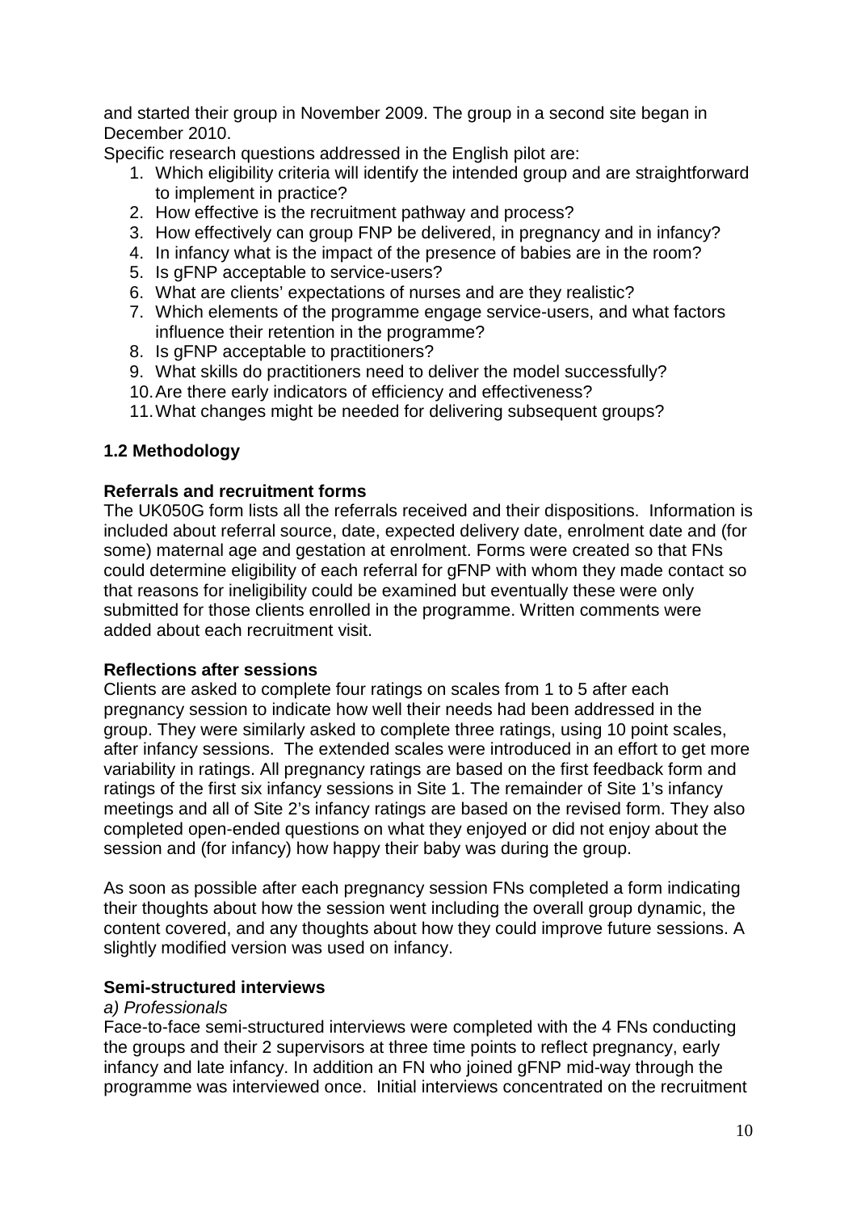and started their group in November 2009. The group in a second site began in December 2010.

Specific research questions addressed in the English pilot are:

1. Which eligibility criteria will identify the intended group and are straightforward to implement in practice?
2. How effective is the recruitment pathway and process?
3. How effectively can group FNP be delivered, in pregnancy and in infancy?
4. In infancy what is the impact of the presence of babies are in the room?
5. Is gFNP acceptable to service-users?
6. What are clients' expectations of nurses and are they realistic?
7. Which elements of the programme engage service-users, and what factors influence their retention in the programme?
8. Is gFNP acceptable to practitioners?
9. What skills do practitioners need to deliver the model successfully?
10. Are there early indicators of efficiency and effectiveness?
11. What changes might be needed for delivering subsequent groups?

## 1.2 Methodology

**Referrals and recruitment forms**

The UK050G form lists all the referrals received and their dispositions. Information is included about referral source, date, expected delivery date, enrolment date and (for some) maternal age and gestation at enrolment. Forms were created so that FNs could determine eligibility of each referral for gFNP with whom they made contact so that reasons for ineligibility could be examined but eventually these were only submitted for those clients enrolled in the programme. Written comments were added about each recruitment visit.

**Reflections after sessions**

Clients are asked to complete four ratings on scales from 1 to 5 after each pregnancy session to indicate how well their needs had been addressed in the group. They were similarly asked to complete three ratings, using 10 point scales, after infancy sessions. The extended scales were introduced in an effort to get more variability in ratings. All pregnancy ratings are based on the first feedback form and ratings of the first six infancy sessions in Site 1. The remainder of Site 1's infancy meetings and all of Site 2's infancy ratings are based on the revised form. They also completed open-ended questions on what they enjoyed or did not enjoy about the session and (for infancy) how happy their baby was during the group.

As soon as possible after each pregnancy session FNs completed a form indicating their thoughts about how the session went including the overall group dynamic, the content covered, and any thoughts about how they could improve future sessions. A slightly modified version was used on infancy.

**Semi-structured interviews**

*a) Professionals*

Face-to-face semi-structured interviews were completed with the 4 FNs conducting the groups and their 2 supervisors at three time points to reflect pregnancy, early infancy and late infancy. In addition an FN who joined gFNP mid-way through the programme was interviewed once. Initial interviews concentrated on the recruitment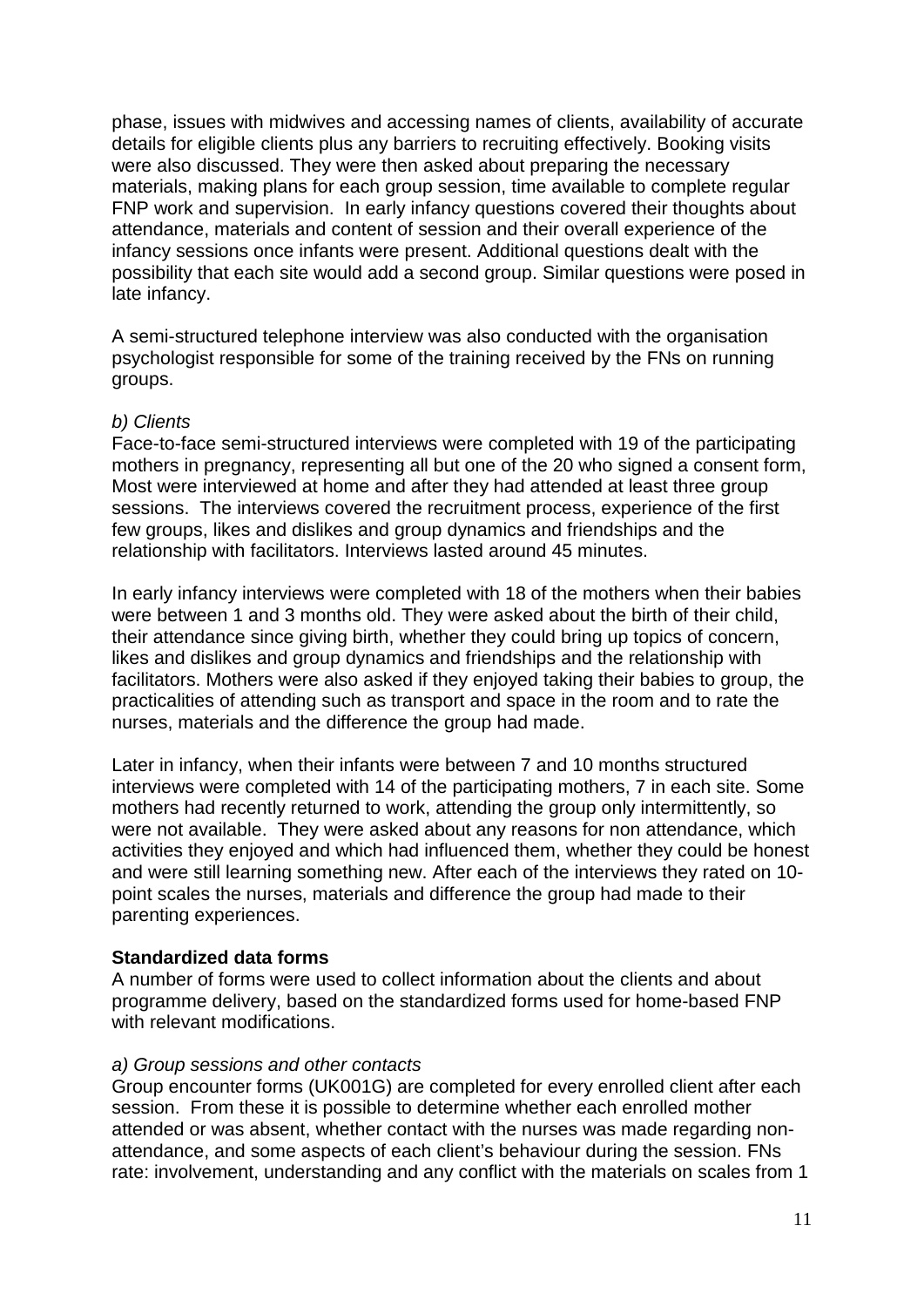phase, issues with midwives and accessing names of clients, availability of accurate details for eligible clients plus any barriers to recruiting effectively. Booking visits were also discussed. They were then asked about preparing the necessary materials, making plans for each group session, time available to complete regular FNP work and supervision. In early infancy questions covered their thoughts about attendance, materials and content of session and their overall experience of the infancy sessions once infants were present. Additional questions dealt with the possibility that each site would add a second group. Similar questions were posed in late infancy.

A semi-structured telephone interview was also conducted with the organisation psychologist responsible for some of the training received by the FNs on running groups.

*b) Clients*

Face-to-face semi-structured interviews were completed with 19 of the participating mothers in pregnancy, representing all but one of the 20 who signed a consent form, Most were interviewed at home and after they had attended at least three group sessions. The interviews covered the recruitment process, experience of the first few groups, likes and dislikes and group dynamics and friendships and the relationship with facilitators. Interviews lasted around 45 minutes.

In early infancy interviews were completed with 18 of the mothers when their babies were between 1 and 3 months old. They were asked about the birth of their child, their attendance since giving birth, whether they could bring up topics of concern, likes and dislikes and group dynamics and friendships and the relationship with facilitators. Mothers were also asked if they enjoyed taking their babies to group, the practicalities of attending such as transport and space in the room and to rate the nurses, materials and the difference the group had made.

Later in infancy, when their infants were between 7 and 10 months structured interviews were completed with 14 of the participating mothers, 7 in each site. Some mothers had recently returned to work, attending the group only intermittently, so were not available. They were asked about any reasons for non attendance, which activities they enjoyed and which had influenced them, whether they could be honest and were still learning something new. After each of the interviews they rated on 10-point scales the nurses, materials and difference the group had made to their parenting experiences.

**Standardized data forms**

A number of forms were used to collect information about the clients and about programme delivery, based on the standardized forms used for home-based FNP with relevant modifications.

*a) Group sessions and other contacts*

Group encounter forms (UK001G) are completed for every enrolled client after each session. From these it is possible to determine whether each enrolled mother attended or was absent, whether contact with the nurses was made regarding non-attendance, and some aspects of each client's behaviour during the session. FNs rate: involvement, understanding and any conflict with the materials on scales from 1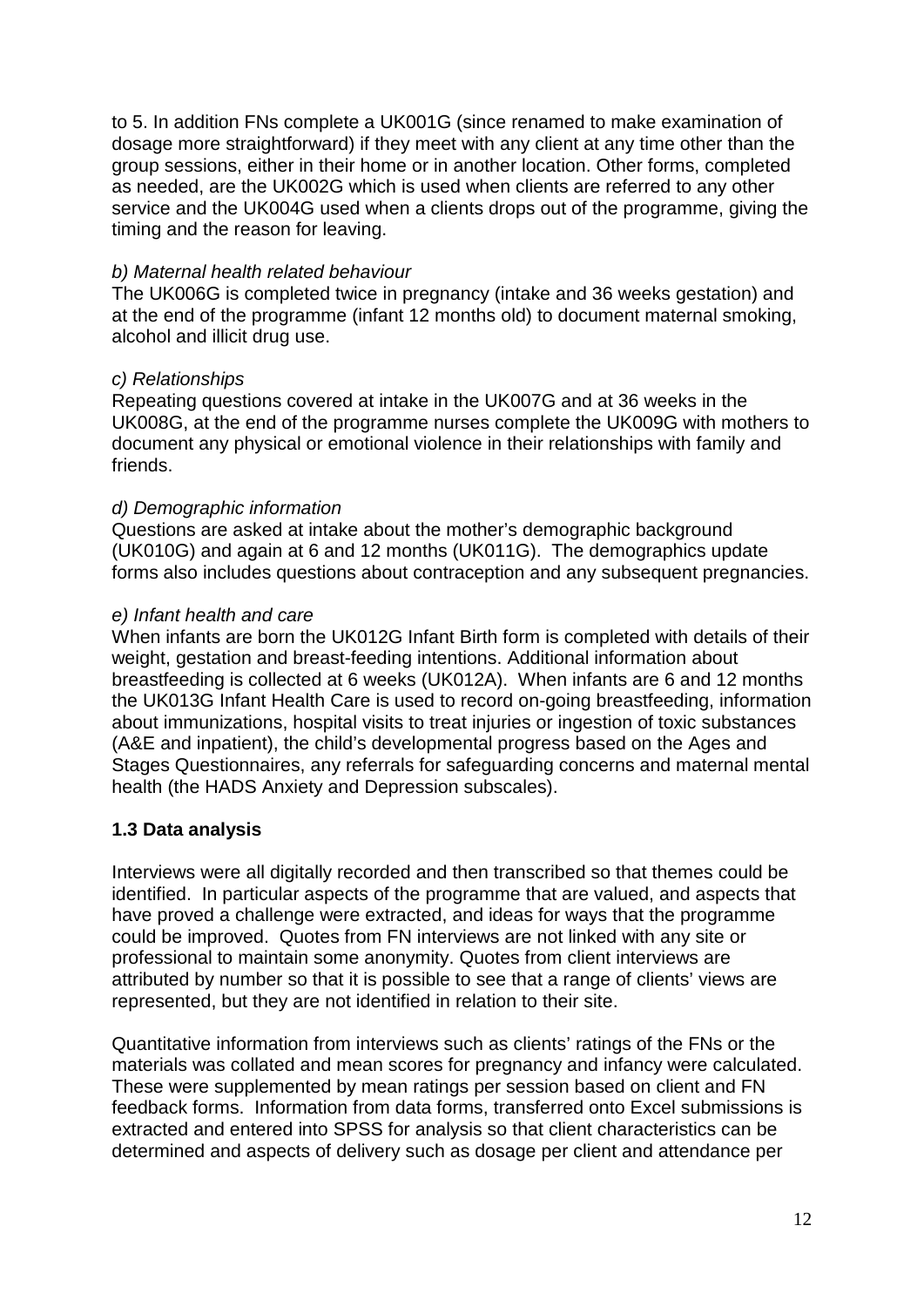to 5. In addition FNs complete a UK001G (since renamed to make examination of dosage more straightforward) if they meet with any client at any time other than the group sessions, either in their home or in another location. Other forms, completed as needed, are the UK002G which is used when clients are referred to any other service and the UK004G used when a clients drops out of the programme, giving the timing and the reason for leaving.

*b) Maternal health related behaviour*

The UK006G is completed twice in pregnancy (intake and 36 weeks gestation) and at the end of the programme (infant 12 months old) to document maternal smoking, alcohol and illicit drug use.

*c) Relationships*

Repeating questions covered at intake in the UK007G and at 36 weeks in the UK008G, at the end of the programme nurses complete the UK009G with mothers to document any physical or emotional violence in their relationships with family and friends.

*d) Demographic information*

Questions are asked at intake about the mother's demographic background (UK010G) and again at 6 and 12 months (UK011G). The demographics update forms also includes questions about contraception and any subsequent pregnancies.

*e) Infant health and care*

When infants are born the UK012G Infant Birth form is completed with details of their weight, gestation and breast-feeding intentions. Additional information about breastfeeding is collected at 6 weeks (UK012A). When infants are 6 and 12 months the UK013G Infant Health Care is used to record on-going breastfeeding, information about immunizations, hospital visits to treat injuries or ingestion of toxic substances (A&E and inpatient), the child's developmental progress based on the Ages and Stages Questionnaires, any referrals for safeguarding concerns and maternal mental health (the HADS Anxiety and Depression subscales).

### 1.3 Data analysis

Interviews were all digitally recorded and then transcribed so that themes could be identified. In particular aspects of the programme that are valued, and aspects that have proved a challenge were extracted, and ideas for ways that the programme could be improved. Quotes from FN interviews are not linked with any site or professional to maintain some anonymity. Quotes from client interviews are attributed by number so that it is possible to see that a range of clients' views are represented, but they are not identified in relation to their site.

Quantitative information from interviews such as clients' ratings of the FNs or the materials was collated and mean scores for pregnancy and infancy were calculated. These were supplemented by mean ratings per session based on client and FN feedback forms. Information from data forms, transferred onto Excel submissions is extracted and entered into SPSS for analysis so that client characteristics can be determined and aspects of delivery such as dosage per client and attendance per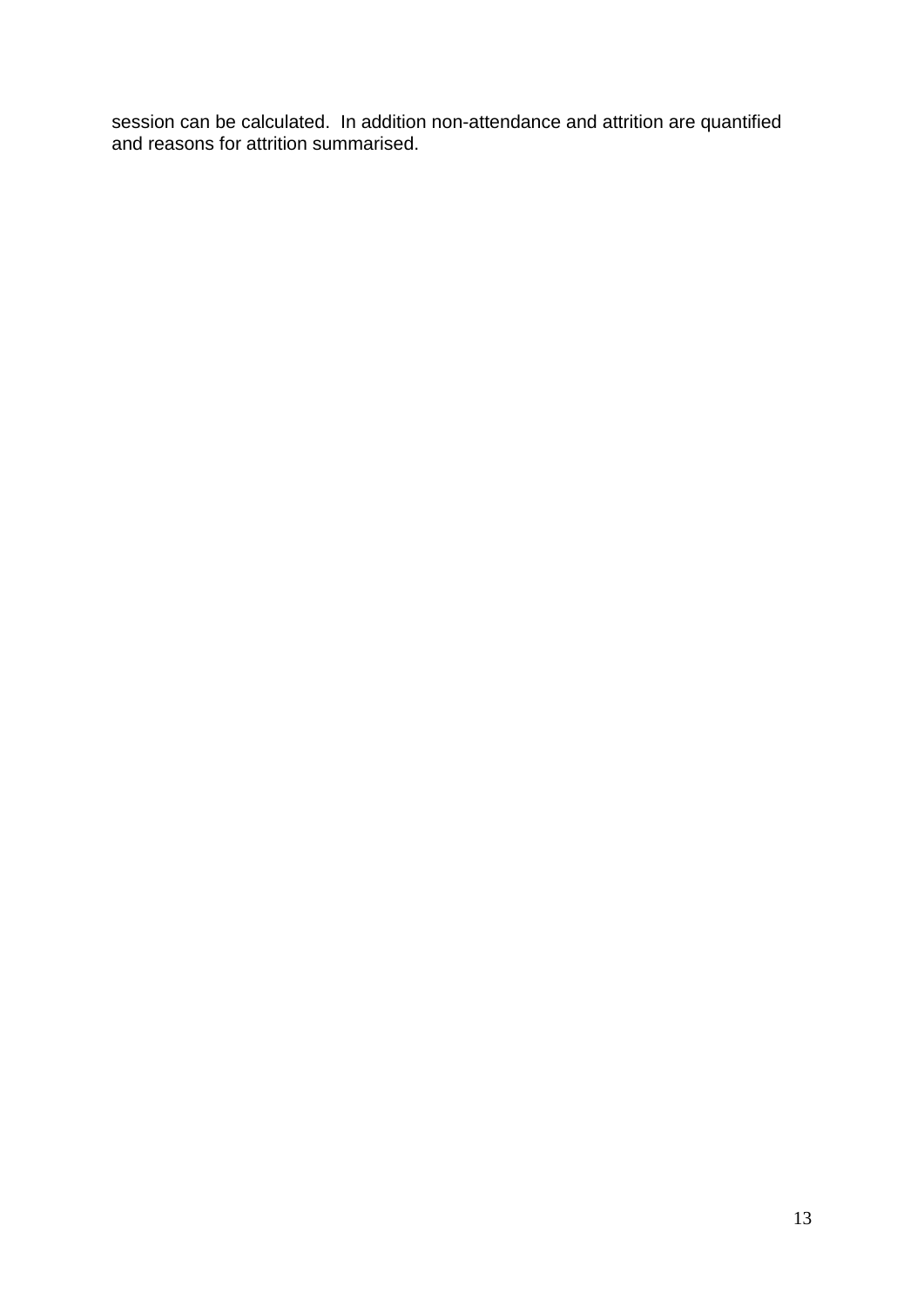session can be calculated. In addition non-attendance and attrition are quantified and reasons for attrition summarised.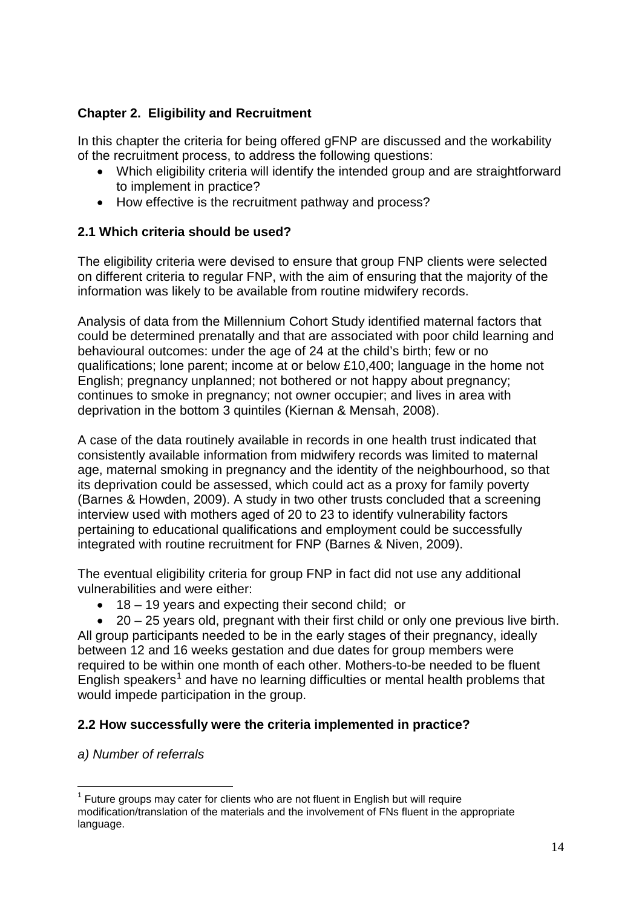## Chapter 2. Eligibility and Recruitment

In this chapter the criteria for being offered gFNP are discussed and the workability of the recruitment process, to address the following questions:

- Which eligibility criteria will identify the intended group and are straightforward to implement in practice?
- How effective is the recruitment pathway and process?

### 2.1 Which criteria should be used?

The eligibility criteria were devised to ensure that group FNP clients were selected on different criteria to regular FNP, with the aim of ensuring that the majority of the information was likely to be available from routine midwifery records.

Analysis of data from the Millennium Cohort Study identified maternal factors that could be determined prenatally and that are associated with poor child learning and behavioural outcomes: under the age of 24 at the child's birth; few or no qualifications; lone parent; income at or below £10,400; language in the home not English; pregnancy unplanned; not bothered or not happy about pregnancy; continues to smoke in pregnancy; not owner occupier; and lives in area with deprivation in the bottom 3 quintiles (Kiernan & Mensah, 2008).

A case of the data routinely available in records in one health trust indicated that consistently available information from midwifery records was limited to maternal age, maternal smoking in pregnancy and the identity of the neighbourhood, so that its deprivation could be assessed, which could act as a proxy for family poverty (Barnes & Howden, 2009). A study in two other trusts concluded that a screening interview used with mothers aged of 20 to 23 to identify vulnerability factors pertaining to educational qualifications and employment could be successfully integrated with routine recruitment for FNP (Barnes & Niven, 2009).

The eventual eligibility criteria for group FNP in fact did not use any additional vulnerabilities and were either:

- 18 – 19 years and expecting their second child; or
- 20 – 25 years old, pregnant with their first child or only one previous live birth.

All group participants needed to be in the early stages of their pregnancy, ideally between 12 and 16 weeks gestation and due dates for group members were required to be within one month of each other. Mothers-to-be needed to be fluent English speakers[1] and have no learning difficulties or mental health problems that would impede participation in the group.

### 2.2 How successfully were the criteria implemented in practice?

*a) Number of referrals*

[1] Future groups may cater for clients who are not fluent in English but will require modification/translation of the materials and the involvement of FNs fluent in the appropriate language.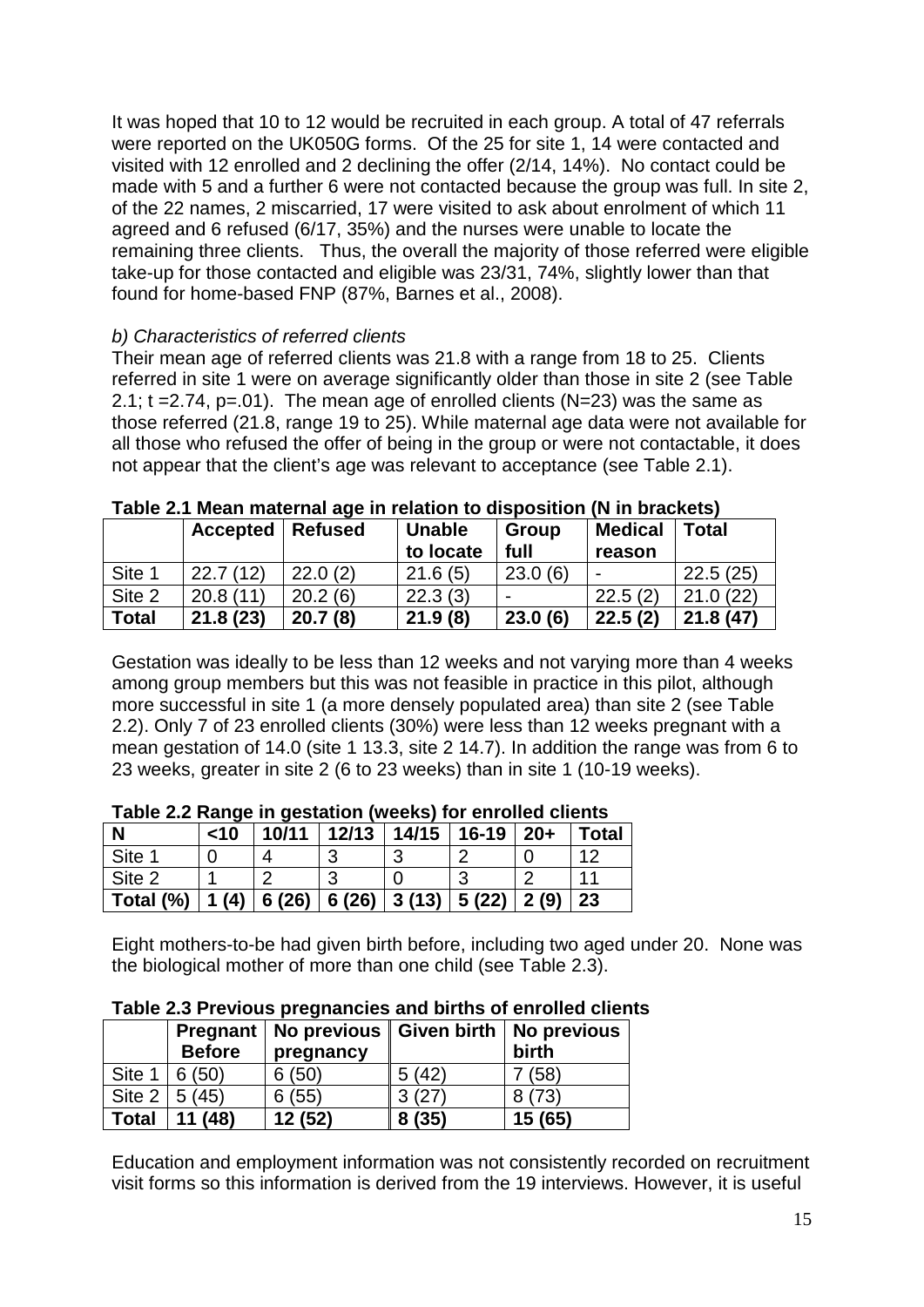It was hoped that 10 to 12 would be recruited in each group. A total of 47 referrals were reported on the UK050G forms. Of the 25 for site 1, 14 were contacted and visited with 12 enrolled and 2 declining the offer (2/14, 14%). No contact could be made with 5 and a further 6 were not contacted because the group was full. In site 2, of the 22 names, 2 miscarried, 17 were visited to ask about enrolment of which 11 agreed and 6 refused (6/17, 35%) and the nurses were unable to locate the remaining three clients. Thus, the overall the majority of those referred were eligible take-up for those contacted and eligible was 23/31, 74%, slightly lower than that found for home-based FNP (87%, Barnes et al., 2008).

*b) Characteristics of referred clients*

Their mean age of referred clients was 21.8 with a range from 18 to 25. Clients referred in site 1 were on average significantly older than those in site 2 (see Table 2.1; $t = 2.74$, $p = .01$). The mean age of enrolled clients (N=23) was the same as those referred (21.8, range 19 to 25). While maternal age data were not available for all those who refused the offer of being in the group or were not contactable, it does not appear that the client's age was relevant to acceptance (see Table 2.1).

**Table 2.1 Mean maternal age in relation to disposition (N in brackets)**

| | Accepted | Refused | Unable to locate | Group full | Medical reason | Total |
|---|---|---|---|---|---|---|
| Site 1 | 22.7 (12) | 22.0 (2) | 21.6 (5) | 23.0 (6) | - | 22.5 (25) |
| Site 2 | 20.8 (11) | 20.2 (6) | 22.3 (3) | - | 22.5 (2) | 21.0 (22) |
| **Total** | **21.8 (23)** | **20.7 (8)** | **21.9 (8)** | **23.0 (6)** | **22.5 (2)** | **21.8 (47)** |

Gestation was ideally to be less than 12 weeks and not varying more than 4 weeks among group members but this was not feasible in practice in this pilot, although more successful in site 1 (a more densely populated area) than site 2 (see Table 2.2). Only 7 of 23 enrolled clients (30%) were less than 12 weeks pregnant with a mean gestation of 14.0 (site 1 13.3, site 2 14.7). In addition the range was from 6 to 23 weeks, greater in site 2 (6 to 23 weeks) than in site 1 (10-19 weeks).

**Table 2.2 Range in gestation (weeks) for enrolled clients**

| N | <10 | 10/11 | 12/13 | 14/15 | 16-19 | 20+ | Total |
|---|---|---|---|---|---|---|---|
| Site 1 | 0 | 4 | 3 | 3 | 2 | 0 | 12 |
| Site 2 | 1 | 2 | 3 | 0 | 3 | 2 | 11 |
| **Total (%)** | **1 (4)** | **6 (26)** | **6 (26)** | **3 (13)** | **5 (22)** | **2 (9)** | **23** |

Eight mothers-to-be had given birth before, including two aged under 20. None was the biological mother of more than one child (see Table 2.3).

**Table 2.3 Previous pregnancies and births of enrolled clients**

| | Pregnant Before | No previous pregnancy | Given birth | No previous birth |
|---|---|---|---|---|
| Site 1 | 6 (50) | 6 (50) | 5 (42) | 7 (58) |
| Site 2 | 5 (45) | 6 (55) | 3 (27) | 8 (73) |
| **Total** | **11 (48)** | **12 (52)** | **8 (35)** | **15 (65)** |

Education and employment information was not consistently recorded on recruitment visit forms so this information is derived from the 19 interviews. However, it is useful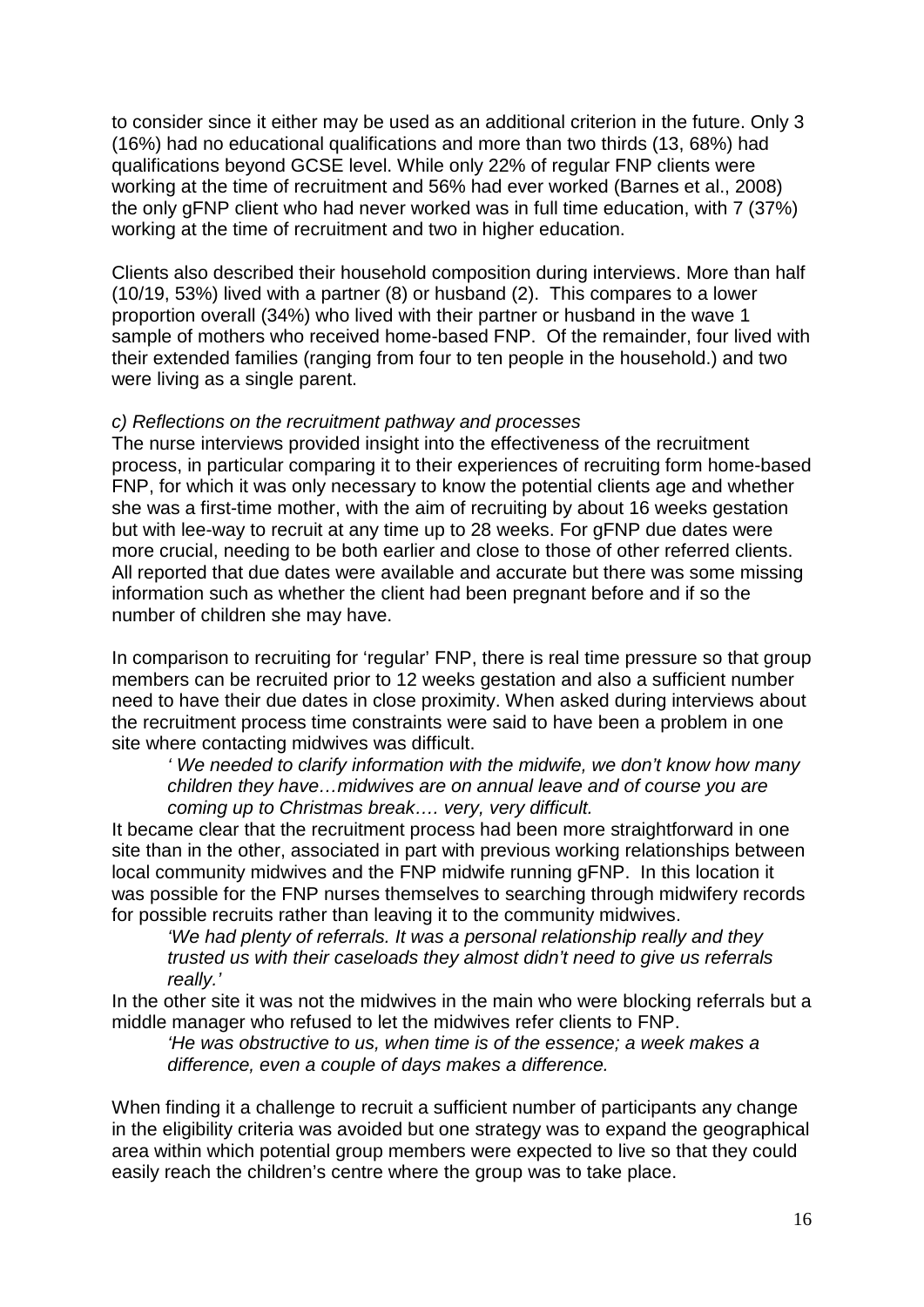to consider since it either may be used as an additional criterion in the future. Only 3 (16%) had no educational qualifications and more than two thirds (13, 68%) had qualifications beyond GCSE level. While only 22% of regular FNP clients were working at the time of recruitment and 56% had ever worked (Barnes et al., 2008) the only gFNP client who had never worked was in full time education, with 7 (37%) working at the time of recruitment and two in higher education.

Clients also described their household composition during interviews. More than half (10/19, 53%) lived with a partner (8) or husband (2). This compares to a lower proportion overall (34%) who lived with their partner or husband in the wave 1 sample of mothers who received home-based FNP. Of the remainder, four lived with their extended families (ranging from four to ten people in the household.) and two were living as a single parent.

*c) Reflections on the recruitment pathway and processes*

The nurse interviews provided insight into the effectiveness of the recruitment process, in particular comparing it to their experiences of recruiting form home-based FNP, for which it was only necessary to know the potential clients age and whether she was a first-time mother, with the aim of recruiting by about 16 weeks gestation but with lee-way to recruit at any time up to 28 weeks. For gFNP due dates were more crucial, needing to be both earlier and close to those of other referred clients. All reported that due dates were available and accurate but there was some missing information such as whether the client had been pregnant before and if so the number of children she may have.

In comparison to recruiting for 'regular' FNP, there is real time pressure so that group members can be recruited prior to 12 weeks gestation and also a sufficient number need to have their due dates in close proximity. When asked during interviews about the recruitment process time constraints were said to have been a problem in one site where contacting midwives was difficult.

> *' We needed to clarify information with the midwife, we don't know how many children they have…midwives are on annual leave and of course you are coming up to Christmas break…. very, very difficult.*

It became clear that the recruitment process had been more straightforward in one site than in the other, associated in part with previous working relationships between local community midwives and the FNP midwife running gFNP. In this location it was possible for the FNP nurses themselves to searching through midwifery records for possible recruits rather than leaving it to the community midwives.

> *'We had plenty of referrals. It was a personal relationship really and they trusted us with their caseloads they almost didn't need to give us referrals really.'*

In the other site it was not the midwives in the main who were blocking referrals but a middle manager who refused to let the midwives refer clients to FNP.

> *'He was obstructive to us, when time is of the essence; a week makes a difference, even a couple of days makes a difference.*

When finding it a challenge to recruit a sufficient number of participants any change in the eligibility criteria was avoided but one strategy was to expand the geographical area within which potential group members were expected to live so that they could easily reach the children's centre where the group was to take place.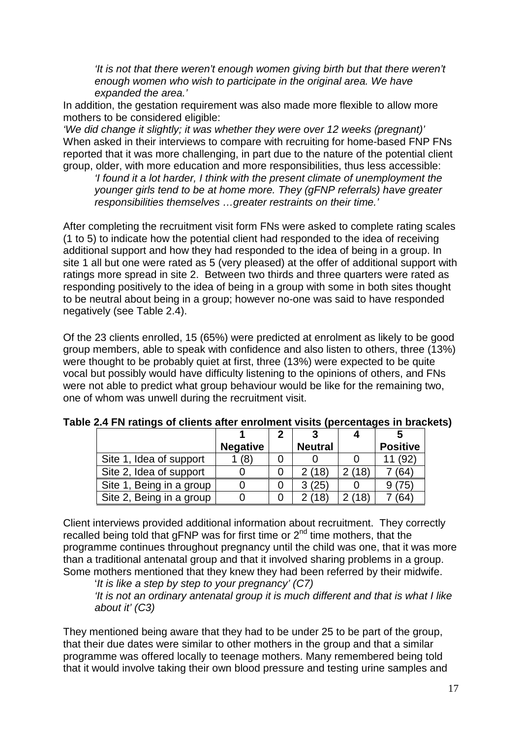*'It is not that there weren't enough women giving birth but that there weren't enough women who wish to participate in the original area. We have expanded the area.'*

In addition, the gestation requirement was also made more flexible to allow more mothers to be considered eligible:

*'We did change it slightly; it was whether they were over 12 weeks (pregnant)'*

When asked in their interviews to compare with recruiting for home-based FNP FNs reported that it was more challenging, in part due to the nature of the potential client group, older, with more education and more responsibilities, thus less accessible:

*'I found it a lot harder, I think with the present climate of unemployment the younger girls tend to be at home more. They (gFNP referrals) have greater responsibilities themselves …greater restraints on their time.'*

After completing the recruitment visit form FNs were asked to complete rating scales (1 to 5) to indicate how the potential client had responded to the idea of receiving additional support and how they had responded to the idea of being in a group. In site 1 all but one were rated as 5 (very pleased) at the offer of additional support with ratings more spread in site 2. Between two thirds and three quarters were rated as responding positively to the idea of being in a group with some in both sites thought to be neutral about being in a group; however no-one was said to have responded negatively (see Table 2.4).

Of the 23 clients enrolled, 15 (65%) were predicted at enrolment as likely to be good group members, able to speak with confidence and also listen to others, three (13%) were thought to be probably quiet at first, three (13%) were expected to be quite vocal but possibly would have difficulty listening to the opinions of others, and FNs were not able to predict what group behaviour would be like for the remaining two, one of whom was unwell during the recruitment visit.

**Table 2.4 FN ratings of clients after enrolment visits (percentages in brackets)**

| | 1<br>Negative | 2 | 3<br>Neutral | 4 | 5<br>Positive |
|---|---|---|---|---|---|
| Site 1, Idea of support | 1 (8) | 0 | 0 | 0 | 11 (92) |
| Site 2, Idea of support | 0 | 0 | 2 (18) | 2 (18) | 7 (64) |
| Site 1, Being in a group | 0 | 0 | 3 (25) | 0 | 9 (75) |
| Site 2, Being in a group | 0 | 0 | 2 (18) | 2 (18) | 7 (64) |

Client interviews provided additional information about recruitment. They correctly recalled being told that gFNP was for first time or 2nd time mothers, that the programme continues throughout pregnancy until the child was one, that it was more than a traditional antenatal group and that it involved sharing problems in a group. Some mothers mentioned that they knew they had been referred by their midwife.

*'It is like a step by step to your pregnancy' (C7)*

*'It is not an ordinary antenatal group it is much different and that is what I like about it' (C3)*

They mentioned being aware that they had to be under 25 to be part of the group, that their due dates were similar to other mothers in the group and that a similar programme was offered locally to teenage mothers. Many remembered being told that it would involve taking their own blood pressure and testing urine samples and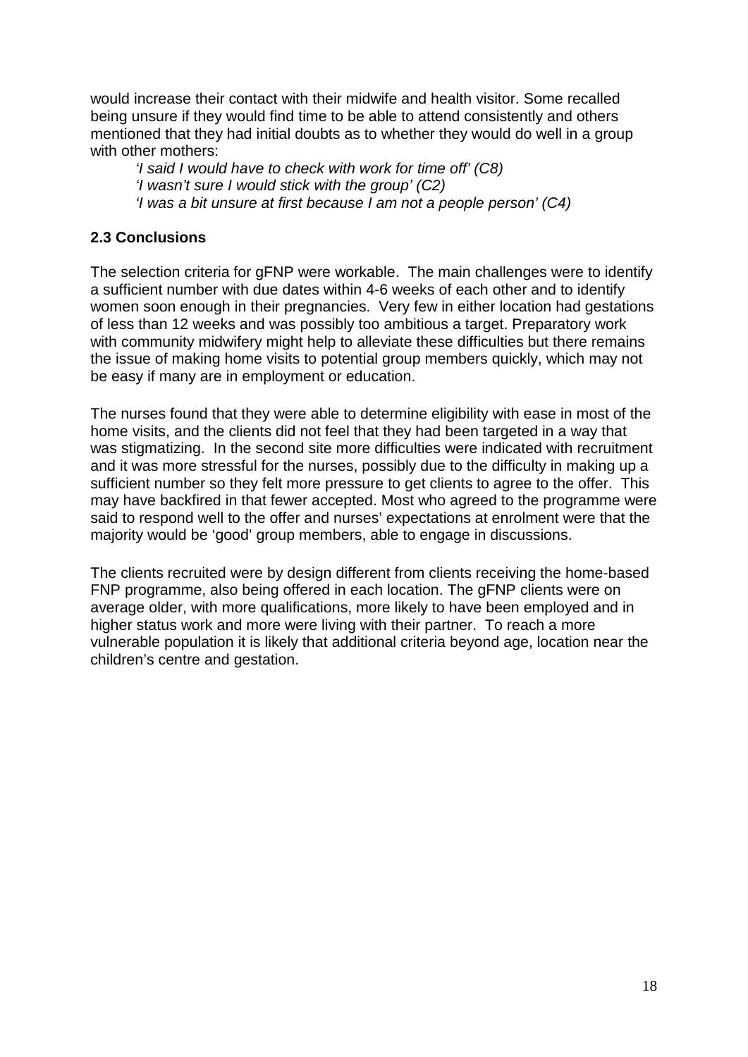would increase their contact with their midwife and health visitor. Some recalled being unsure if they would find time to be able to attend consistently and others mentioned that they had initial doubts as to whether they would do well in a group with other mothers:

> *'I said I would have to check with work for time off' (C8)*
> *'I wasn't sure I would stick with the group' (C2)*
> *'I was a bit unsure at first because I am not a people person' (C4)*

## 2.3 Conclusions

The selection criteria for gFNP were workable. The main challenges were to identify a sufficient number with due dates within 4-6 weeks of each other and to identify women soon enough in their pregnancies. Very few in either location had gestations of less than 12 weeks and was possibly too ambitious a target. Preparatory work with community midwifery might help to alleviate these difficulties but there remains the issue of making home visits to potential group members quickly, which may not be easy if many are in employment or education.

The nurses found that they were able to determine eligibility with ease in most of the home visits, and the clients did not feel that they had been targeted in a way that was stigmatizing. In the second site more difficulties were indicated with recruitment and it was more stressful for the nurses, possibly due to the difficulty in making up a sufficient number so they felt more pressure to get clients to agree to the offer. This may have backfired in that fewer accepted. Most who agreed to the programme were said to respond well to the offer and nurses' expectations at enrolment were that the majority would be 'good' group members, able to engage in discussions.

The clients recruited were by design different from clients receiving the home-based FNP programme, also being offered in each location. The gFNP clients were on average older, with more qualifications, more likely to have been employed and in higher status work and more were living with their partner. To reach a more vulnerable population it is likely that additional criteria beyond age, location near the children's centre and gestation.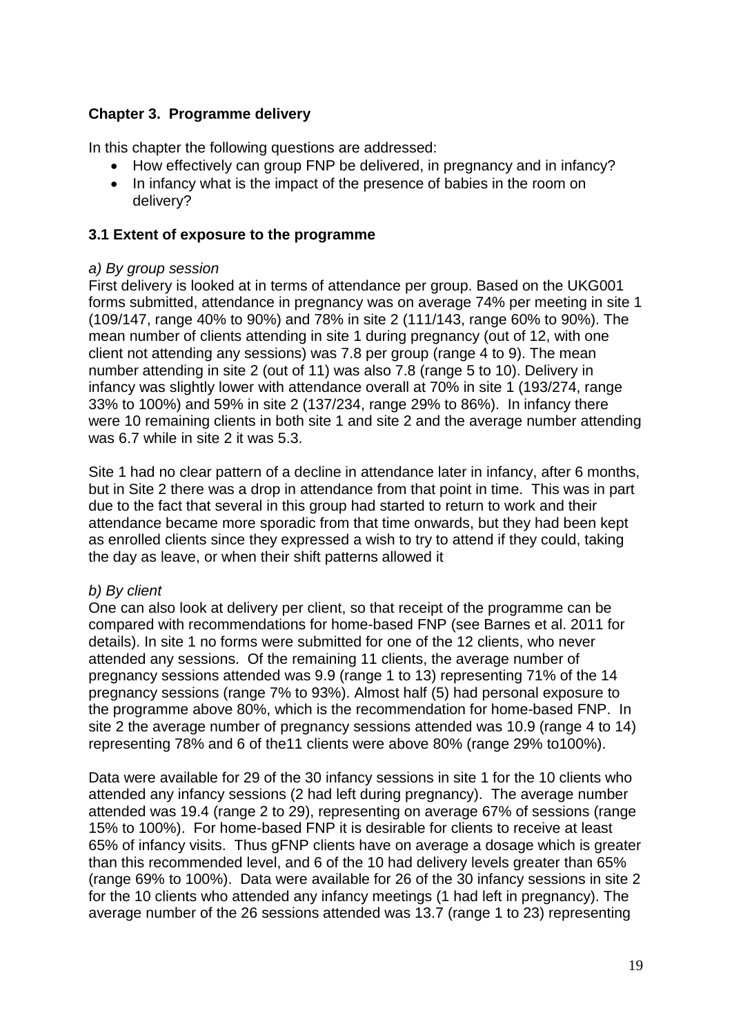## Chapter 3. Programme delivery

In this chapter the following questions are addressed:

- How effectively can group FNP be delivered, in pregnancy and in infancy?
- In infancy what is the impact of the presence of babies in the room on delivery?

### 3.1 Extent of exposure to the programme

*a) By group session*

First delivery is looked at in terms of attendance per group. Based on the UKG001 forms submitted, attendance in pregnancy was on average 74% per meeting in site 1 (109/147, range 40% to 90%) and 78% in site 2 (111/143, range 60% to 90%). The mean number of clients attending in site 1 during pregnancy (out of 12, with one client not attending any sessions) was 7.8 per group (range 4 to 9). The mean number attending in site 2 (out of 11) was also 7.8 (range 5 to 10). Delivery in infancy was slightly lower with attendance overall at 70% in site 1 (193/274, range 33% to 100%) and 59% in site 2 (137/234, range 29% to 86%). In infancy there were 10 remaining clients in both site 1 and site 2 and the average number attending was 6.7 while in site 2 it was 5.3.

Site 1 had no clear pattern of a decline in attendance later in infancy, after 6 months, but in Site 2 there was a drop in attendance from that point in time. This was in part due to the fact that several in this group had started to return to work and their attendance became more sporadic from that time onwards, but they had been kept as enrolled clients since they expressed a wish to try to attend if they could, taking the day as leave, or when their shift patterns allowed it

*b) By client*

One can also look at delivery per client, so that receipt of the programme can be compared with recommendations for home-based FNP (see Barnes et al. 2011 for details). In site 1 no forms were submitted for one of the 12 clients, who never attended any sessions. Of the remaining 11 clients, the average number of pregnancy sessions attended was 9.9 (range 1 to 13) representing 71% of the 14 pregnancy sessions (range 7% to 93%). Almost half (5) had personal exposure to the programme above 80%, which is the recommendation for home-based FNP. In site 2 the average number of pregnancy sessions attended was 10.9 (range 4 to 14) representing 78% and 6 of the11 clients were above 80% (range 29% to100%).

Data were available for 29 of the 30 infancy sessions in site 1 for the 10 clients who attended any infancy sessions (2 had left during pregnancy). The average number attended was 19.4 (range 2 to 29), representing on average 67% of sessions (range 15% to 100%). For home-based FNP it is desirable for clients to receive at least 65% of infancy visits. Thus gFNP clients have on average a dosage which is greater than this recommended level, and 6 of the 10 had delivery levels greater than 65% (range 69% to 100%). Data were available for 26 of the 30 infancy sessions in site 2 for the 10 clients who attended any infancy meetings (1 had left in pregnancy). The average number of the 26 sessions attended was 13.7 (range 1 to 23) representing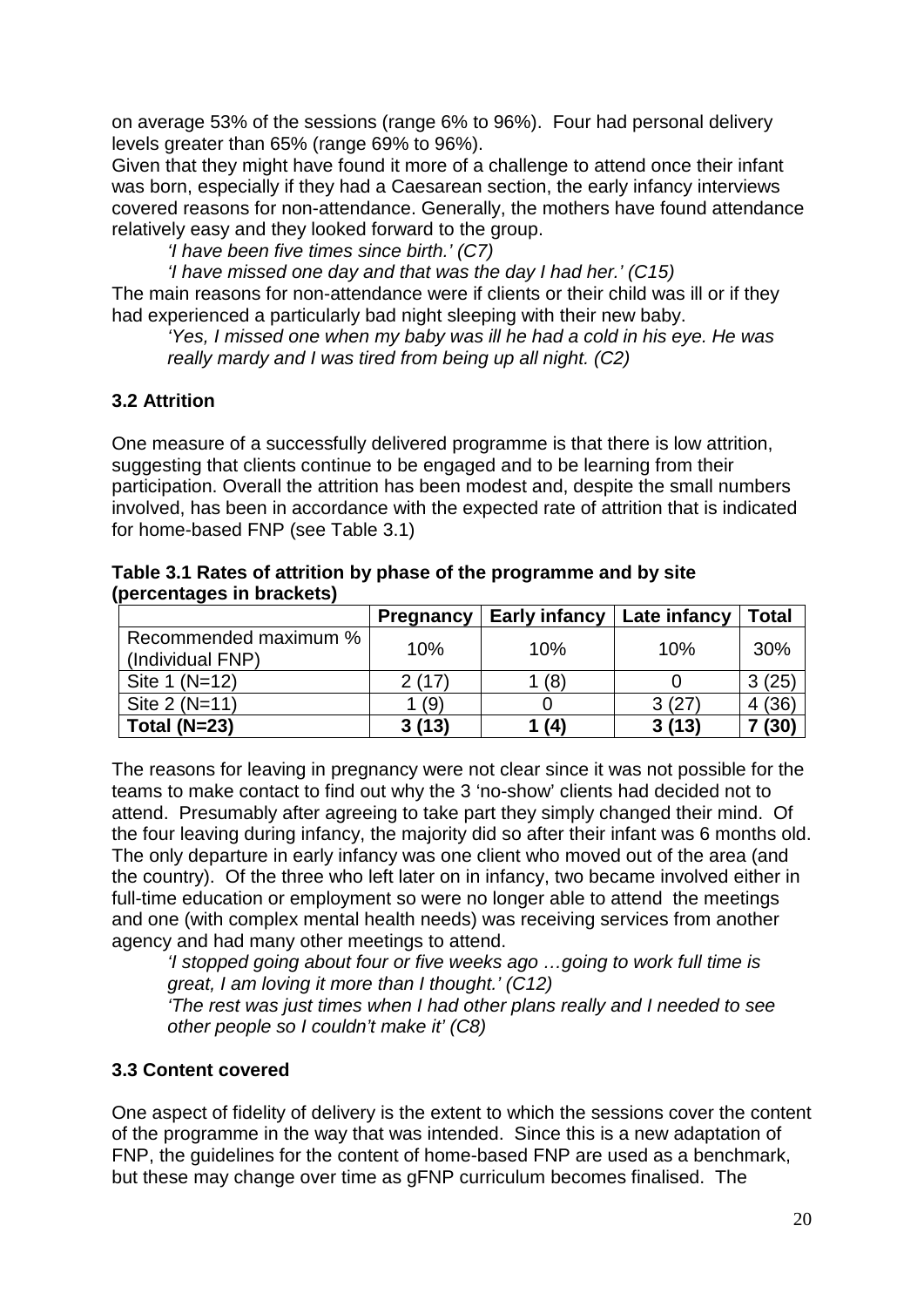on average 53% of the sessions (range 6% to 96%). Four had personal delivery levels greater than 65% (range 69% to 96%).

Given that they might have found it more of a challenge to attend once their infant was born, especially if they had a Caesarean section, the early infancy interviews covered reasons for non-attendance. Generally, the mothers have found attendance relatively easy and they looked forward to the group.

> *'I have been five times since birth.' (C7)*
>
> *'I have missed one day and that was the day I had her.' (C15)*

The main reasons for non-attendance were if clients or their child was ill or if they had experienced a particularly bad night sleeping with their new baby.

> *'Yes, I missed one when my baby was ill he had a cold in his eye. He was really mardy and I was tired from being up all night. (C2)*

### 3.2 Attrition

One measure of a successfully delivered programme is that there is low attrition, suggesting that clients continue to be engaged and to be learning from their participation. Overall the attrition has been modest and, despite the small numbers involved, has been in accordance with the expected rate of attrition that is indicated for home-based FNP (see Table 3.1)

**Table 3.1 Rates of attrition by phase of the programme and by site (percentages in brackets)**

| | **Pregnancy** | **Early infancy** | **Late infancy** | **Total** |
|---|---|---|---|---|
| Recommended maximum % (Individual FNP) | 10% | 10% | 10% | 30% |
| Site 1 (N=12) | 2 (17) | 1 (8) | 0 | 3 (25) |
| Site 2 (N=11) | 1 (9) | 0 | 3 (27) | 4 (36) |
| **Total (N=23)** | **3 (13)** | **1 (4)** | **3 (13)** | **7 (30)** |

The reasons for leaving in pregnancy were not clear since it was not possible for the teams to make contact to find out why the 3 'no-show' clients had decided not to attend. Presumably after agreeing to take part they simply changed their mind. Of the four leaving during infancy, the majority did so after their infant was 6 months old. The only departure in early infancy was one client who moved out of the area (and the country). Of the three who left later on in infancy, two became involved either in full-time education or employment so were no longer able to attend the meetings and one (with complex mental health needs) was receiving services from another agency and had many other meetings to attend.

> *'I stopped going about four or five weeks ago …going to work full time is great, I am loving it more than I thought.' (C12)*
>
> *'The rest was just times when I had other plans really and I needed to see other people so I couldn't make it' (C8)*

### 3.3 Content covered

One aspect of fidelity of delivery is the extent to which the sessions cover the content of the programme in the way that was intended. Since this is a new adaptation of FNP, the guidelines for the content of home-based FNP are used as a benchmark, but these may change over time as gFNP curriculum becomes finalised. The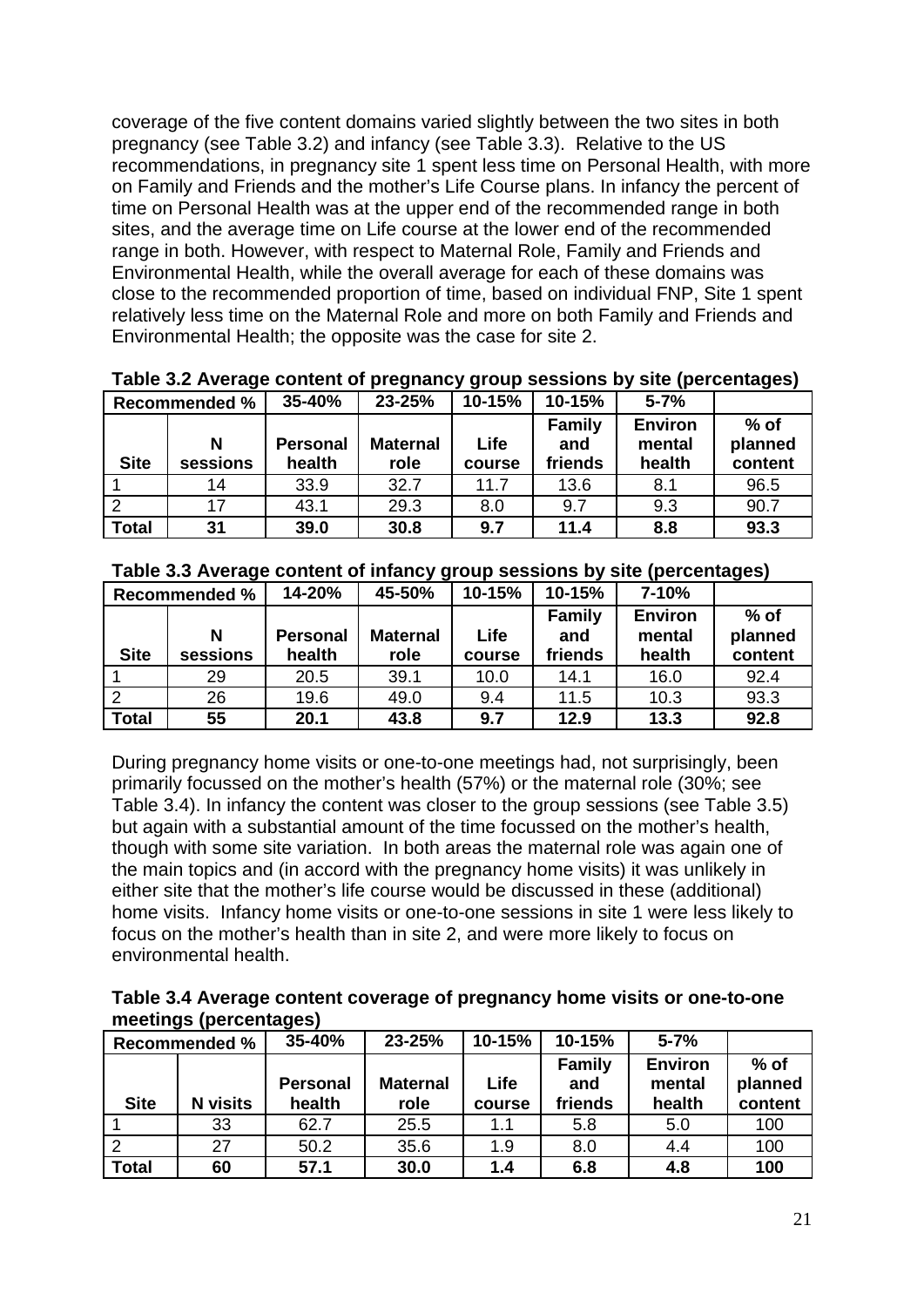coverage of the five content domains varied slightly between the two sites in both pregnancy (see Table 3.2) and infancy (see Table 3.3). Relative to the US recommendations, in pregnancy site 1 spent less time on Personal Health, with more on Family and Friends and the mother's Life Course plans. In infancy the percent of time on Personal Health was at the upper end of the recommended range in both sites, and the average time on Life course at the lower end of the recommended range in both. However, with respect to Maternal Role, Family and Friends and Environmental Health, while the overall average for each of these domains was close to the recommended proportion of time, based on individual FNP, Site 1 spent relatively less time on the Maternal Role and more on both Family and Friends and Environmental Health; the opposite was the case for site 2.

**Table 3.2 Average content of pregnancy group sessions by site (percentages)**

| Recommended % | | 35-40% | 23-25% | 10-15% | 10-15% | 5-7% | |
|---|---|---|---|---|---|---|---|
| **Site** | **N sessions** | **Personal health** | **Maternal role** | **Life course** | **Family and friends** | **Environ mental health** | **% of planned content** |
| 1 | 14 | 33.9 | 32.7 | 11.7 | 13.6 | 8.1 | 96.5 |
| 2 | 17 | 43.1 | 29.3 | 8.0 | 9.7 | 9.3 | 90.7 |
| **Total** | **31** | **39.0** | **30.8** | **9.7** | **11.4** | **8.8** | **93.3** |

**Table 3.3 Average content of infancy group sessions by site (percentages)**

| Recommended % | | 14-20% | 45-50% | 10-15% | 10-15% | 7-10% | |
|---|---|---|---|---|---|---|---|
| **Site** | **N sessions** | **Personal health** | **Maternal role** | **Life course** | **Family and friends** | **Environ mental health** | **% of planned content** |
| 1 | 29 | 20.5 | 39.1 | 10.0 | 14.1 | 16.0 | 92.4 |
| 2 | 26 | 19.6 | 49.0 | 9.4 | 11.5 | 10.3 | 93.3 |
| **Total** | **55** | **20.1** | **43.8** | **9.7** | **12.9** | **13.3** | **92.8** |

During pregnancy home visits or one-to-one meetings had, not surprisingly, been primarily focussed on the mother's health (57%) or the maternal role (30%; see Table 3.4). In infancy the content was closer to the group sessions (see Table 3.5) but again with a substantial amount of the time focussed on the mother's health, though with some site variation. In both areas the maternal role was again one of the main topics and (in accord with the pregnancy home visits) it was unlikely in either site that the mother's life course would be discussed in these (additional) home visits. Infancy home visits or one-to-one sessions in site 1 were less likely to focus on the mother's health than in site 2, and were more likely to focus on environmental health.

**Table 3.4 Average content coverage of pregnancy home visits or one-to-one meetings (percentages)**

| Recommended % | | 35-40% | 23-25% | 10-15% | 10-15% | 5-7% | |
|---|---|---|---|---|---|---|---|
| **Site** | **N visits** | **Personal health** | **Maternal role** | **Life course** | **Family and friends** | **Environ mental health** | **% of planned content** |
| 1 | 33 | 62.7 | 25.5 | 1.1 | 5.8 | 5.0 | 100 |
| 2 | 27 | 50.2 | 35.6 | 1.9 | 8.0 | 4.4 | 100 |
| **Total** | **60** | **57.1** | **30.0** | **1.4** | **6.8** | **4.8** | **100** |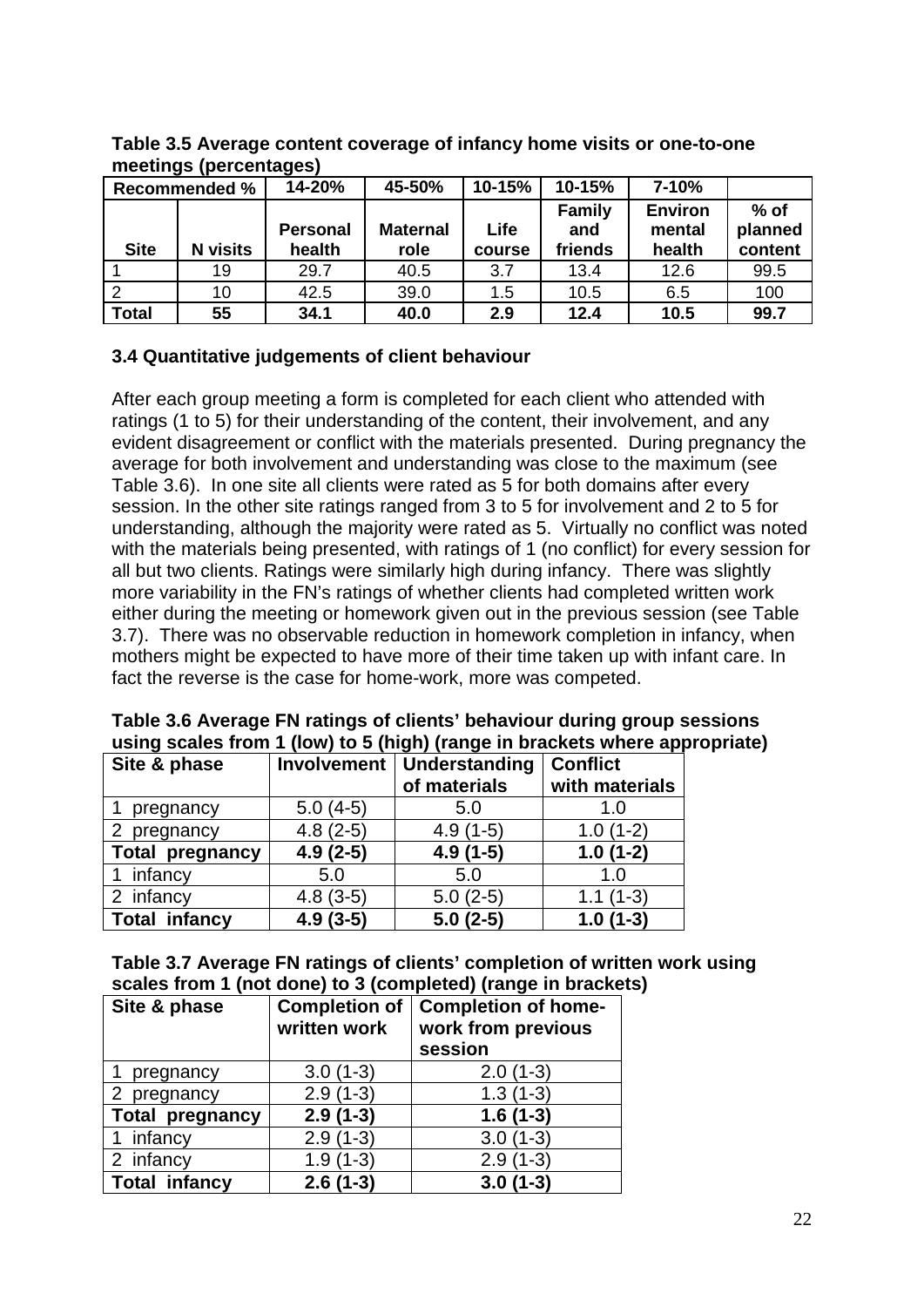**Table 3.5 Average content coverage of infancy home visits or one-to-one meetings (percentages)**

| Recommended % | | 14-20% | 45-50% | 10-15% | 10-15% | 7-10% | |
|---|---|---|---|---|---|---|---|
| **Site** | **N visits** | **Personal health** | **Maternal role** | **Life course** | **Family and friends** | **Environ mental health** | **% of planned content** |
| 1 | 19 | 29.7 | 40.5 | 3.7 | 13.4 | 12.6 | 99.5 |
| 2 | 10 | 42.5 | 39.0 | 1.5 | 10.5 | 6.5 | 100 |
| **Total** | **55** | **34.1** | **40.0** | **2.9** | **12.4** | **10.5** | **99.7** |

### 3.4 Quantitative judgements of client behaviour

After each group meeting a form is completed for each client who attended with ratings (1 to 5) for their understanding of the content, their involvement, and any evident disagreement or conflict with the materials presented. During pregnancy the average for both involvement and understanding was close to the maximum (see Table 3.6). In one site all clients were rated as 5 for both domains after every session. In the other site ratings ranged from 3 to 5 for involvement and 2 to 5 for understanding, although the majority were rated as 5. Virtually no conflict was noted with the materials being presented, with ratings of 1 (no conflict) for every session for all but two clients. Ratings were similarly high during infancy. There was slightly more variability in the FN's ratings of whether clients had completed written work either during the meeting or homework given out in the previous session (see Table 3.7). There was no observable reduction in homework completion in infancy, when mothers might be expected to have more of their time taken up with infant care. In fact the reverse is the case for home-work, more was competed.

**Table 3.6 Average FN ratings of clients' behaviour during group sessions using scales from 1 (low) to 5 (high) (range in brackets where appropriate)**

| Site & phase | Involvement | Understanding of materials | Conflict with materials |
|---|---|---|---|
| 1 pregnancy | 5.0 (4-5) | 5.0 | 1.0 |
| 2 pregnancy | 4.8 (2-5) | 4.9 (1-5) | 1.0 (1-2) |
| **Total pregnancy** | **4.9 (2-5)** | **4.9 (1-5)** | **1.0 (1-2)** |
| 1 infancy | 5.0 | 5.0 | 1.0 |
| 2 infancy | 4.8 (3-5) | 5.0 (2-5) | 1.1 (1-3) |
| **Total infancy** | **4.9 (3-5)** | **5.0 (2-5)** | **1.0 (1-3)** |

**Table 3.7 Average FN ratings of clients' completion of written work using scales from 1 (not done) to 3 (completed) (range in brackets)**

| Site & phase | Completion of written work | Completion of home-work from previous session |
|---|---|---|
| 1 pregnancy | 3.0 (1-3) | 2.0 (1-3) |
| 2 pregnancy | 2.9 (1-3) | 1.3 (1-3) |
| **Total pregnancy** | **2.9 (1-3)** | **1.6 (1-3)** |
| 1 infancy | 2.9 (1-3) | 3.0 (1-3) |
| 2 infancy | 1.9 (1-3) | 2.9 (1-3) |
| **Total infancy** | **2.6 (1-3)** | **3.0 (1-3)** |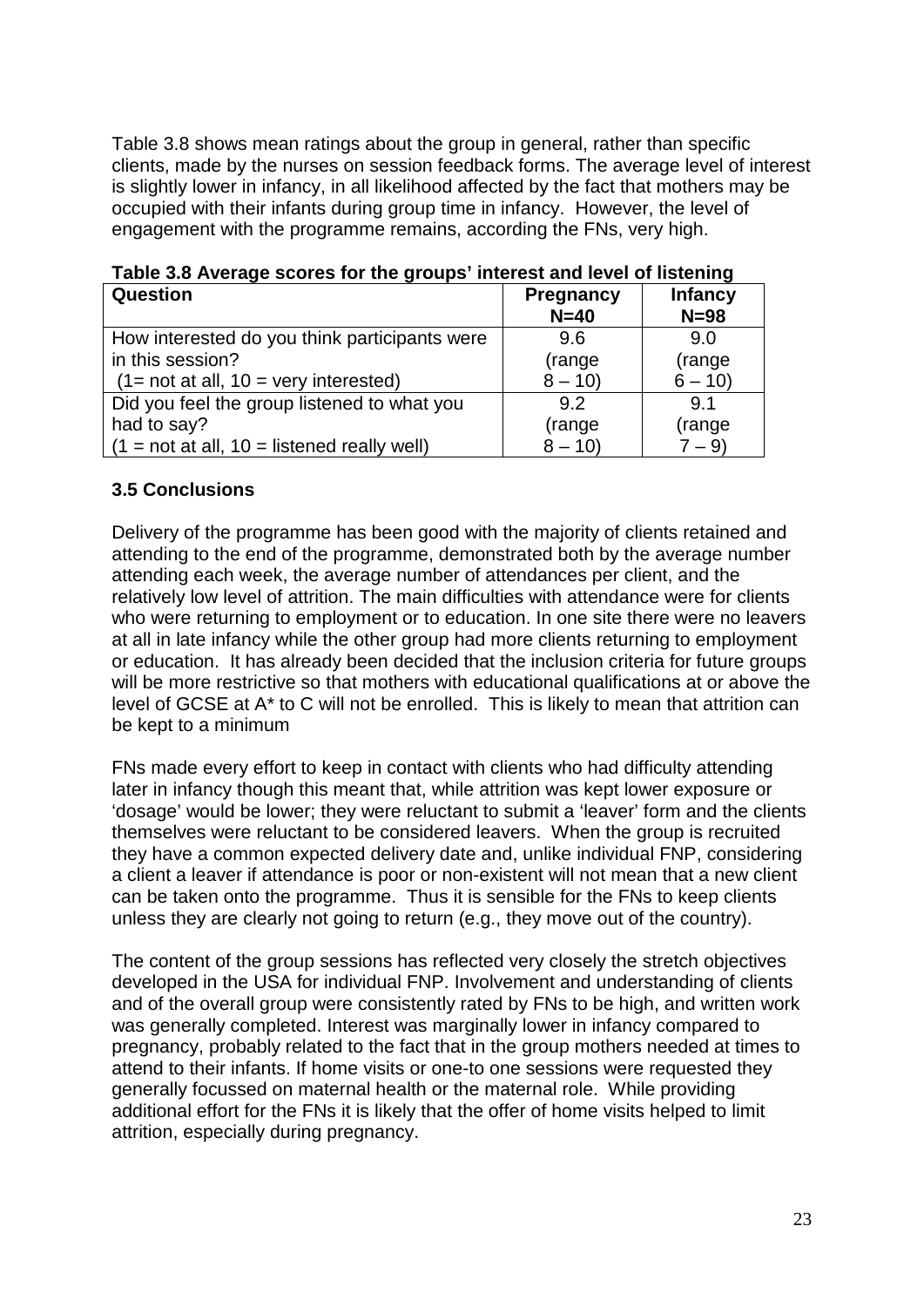Table 3.8 shows mean ratings about the group in general, rather than specific clients, made by the nurses on session feedback forms. The average level of interest is slightly lower in infancy, in all likelihood affected by the fact that mothers may be occupied with their infants during group time in infancy. However, the level of engagement with the programme remains, according the FNs, very high.

**Table 3.8 Average scores for the groups' interest and level of listening**

| Question | Pregnancy N=40 | Infancy N=98 |
|---|---|---|
| How interested do you think participants were in this session? (1= not at all, 10 = very interested) | 9.6 (range 8 – 10) | 9.0 (range 6 – 10) |
| Did you feel the group listened to what you had to say? (1 = not at all, 10 = listened really well) | 9.2 (range 8 – 10) | 9.1 (range 7 – 9) |

### 3.5 Conclusions

Delivery of the programme has been good with the majority of clients retained and attending to the end of the programme, demonstrated both by the average number attending each week, the average number of attendances per client, and the relatively low level of attrition. The main difficulties with attendance were for clients who were returning to employment or to education. In one site there were no leavers at all in late infancy while the other group had more clients returning to employment or education. It has already been decided that the inclusion criteria for future groups will be more restrictive so that mothers with educational qualifications at or above the level of GCSE at A* to C will not be enrolled. This is likely to mean that attrition can be kept to a minimum

FNs made every effort to keep in contact with clients who had difficulty attending later in infancy though this meant that, while attrition was kept lower exposure or 'dosage' would be lower; they were reluctant to submit a 'leaver' form and the clients themselves were reluctant to be considered leavers. When the group is recruited they have a common expected delivery date and, unlike individual FNP, considering a client a leaver if attendance is poor or non-existent will not mean that a new client can be taken onto the programme. Thus it is sensible for the FNs to keep clients unless they are clearly not going to return (e.g., they move out of the country).

The content of the group sessions has reflected very closely the stretch objectives developed in the USA for individual FNP. Involvement and understanding of clients and of the overall group were consistently rated by FNs to be high, and written work was generally completed. Interest was marginally lower in infancy compared to pregnancy, probably related to the fact that in the group mothers needed at times to attend to their infants. If home visits or one-to one sessions were requested they generally focussed on maternal health or the maternal role. While providing additional effort for the FNs it is likely that the offer of home visits helped to limit attrition, especially during pregnancy.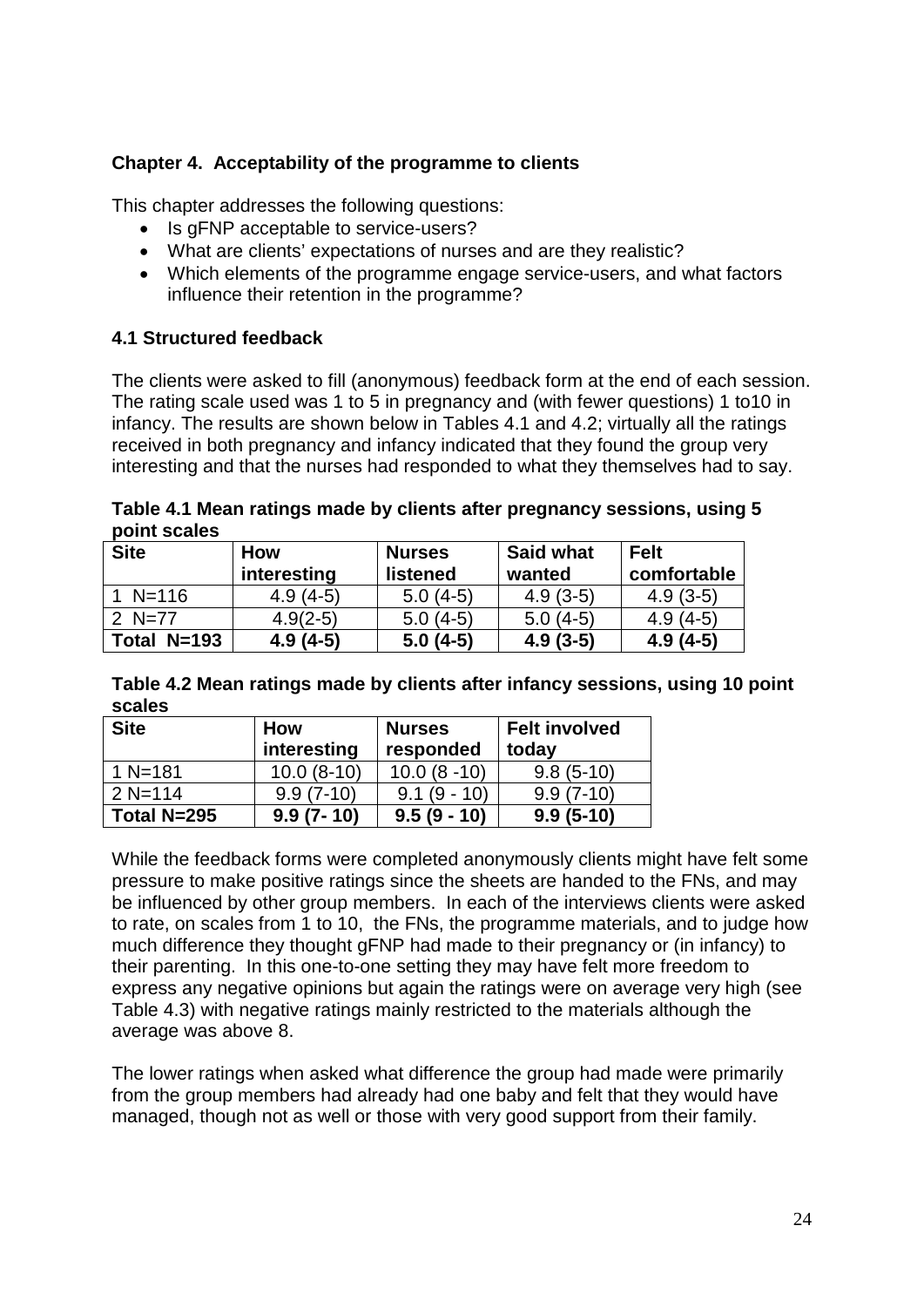## Chapter 4. Acceptability of the programme to clients

This chapter addresses the following questions:

- Is gFNP acceptable to service-users?
- What are clients' expectations of nurses and are they realistic?
- Which elements of the programme engage service-users, and what factors influence their retention in the programme?

### 4.1 Structured feedback

The clients were asked to fill (anonymous) feedback form at the end of each session. The rating scale used was 1 to 5 in pregnancy and (with fewer questions) 1 to10 in infancy. The results are shown below in Tables 4.1 and 4.2; virtually all the ratings received in both pregnancy and infancy indicated that they found the group very interesting and that the nurses had responded to what they themselves had to say.

**Table 4.1 Mean ratings made by clients after pregnancy sessions, using 5 point scales**

| Site | How interesting | Nurses listened | Said what wanted | Felt comfortable |
|---|---|---|---|---|
| 1 N=116 | 4.9 (4-5) | 5.0 (4-5) | 4.9 (3-5) | 4.9 (3-5) |
| 2 N=77 | 4.9(2-5) | 5.0 (4-5) | 5.0 (4-5) | 4.9 (4-5) |
| **Total N=193** | **4.9 (4-5)** | **5.0 (4-5)** | **4.9 (3-5)** | **4.9 (4-5)** |

**Table 4.2 Mean ratings made by clients after infancy sessions, using 10 point scales**

| Site | How interesting | Nurses responded | Felt involved today |
|---|---|---|---|
| 1 N=181 | 10.0 (8-10) | 10.0 (8 -10) | 9.8 (5-10) |
| 2 N=114 | 9.9 (7-10) | 9.1 (9 - 10) | 9.9 (7-10) |
| **Total N=295** | **9.9 (7- 10)** | **9.5 (9 - 10)** | **9.9 (5-10)** |

While the feedback forms were completed anonymously clients might have felt some pressure to make positive ratings since the sheets are handed to the FNs, and may be influenced by other group members. In each of the interviews clients were asked to rate, on scales from 1 to 10, the FNs, the programme materials, and to judge how much difference they thought gFNP had made to their pregnancy or (in infancy) to their parenting. In this one-to-one setting they may have felt more freedom to express any negative opinions but again the ratings were on average very high (see Table 4.3) with negative ratings mainly restricted to the materials although the average was above 8.

The lower ratings when asked what difference the group had made were primarily from the group members had already had one baby and felt that they would have managed, though not as well or those with very good support from their family.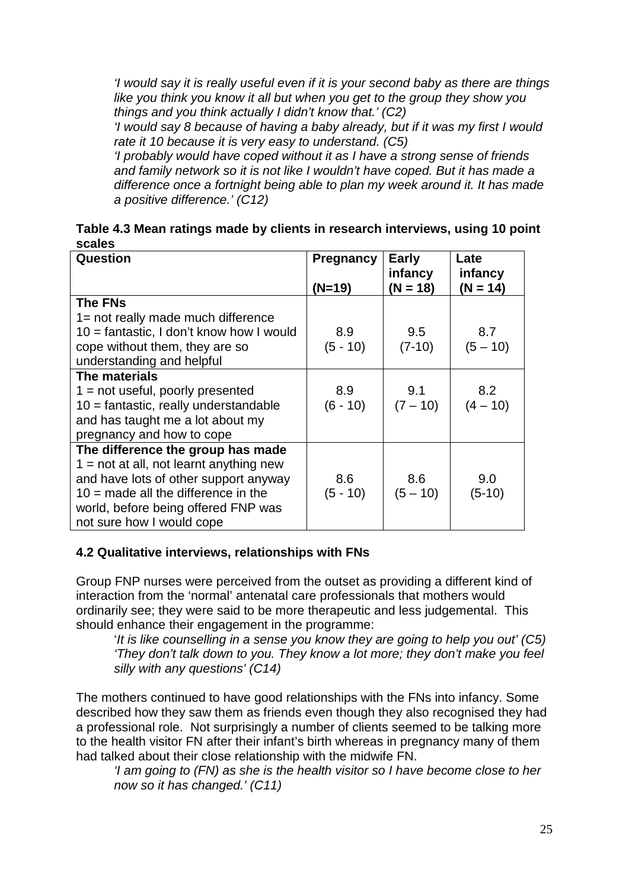*'I would say it is really useful even if it is your second baby as there are things like you think you know it all but when you get to the group they show you things and you think actually I didn't know that.' (C2)*

*'I would say 8 because of having a baby already, but if it was my first I would rate it 10 because it is very easy to understand. (C5)*

*'I probably would have coped without it as I have a strong sense of friends and family network so it is not like I wouldn't have coped. But it has made a difference once a fortnight being able to plan my week around it. It has made a positive difference.' (C12)*

**Table 4.3 Mean ratings made by clients in research interviews, using 10 point scales**

| Question | Pregnancy (N=19) | Early infancy (N = 18) | Late infancy (N = 14) |
|---|---|---|---|
| **The FNs**<br>1= not really made much difference<br>10 = fantastic, I don't know how I would cope without them, they are so understanding and helpful | 8.9<br>(5 - 10) | 9.5<br>(7-10) | 8.7<br>(5 – 10) |
| **The materials**<br>1 = not useful, poorly presented<br>10 = fantastic, really understandable and has taught me a lot about my pregnancy and how to cope | 8.9<br>(6 - 10) | 9.1<br>(7 – 10) | 8.2<br>(4 – 10) |
| **The difference the group has made**<br>1 = not at all, not learnt anything new and have lots of other support anyway<br>10 = made all the difference in the world, before being offered FNP was not sure how I would cope | 8.6<br>(5 - 10) | 8.6<br>(5 – 10) | 9.0<br>(5-10) |

### 4.2 Qualitative interviews, relationships with FNs

Group FNP nurses were perceived from the outset as providing a different kind of interaction from the 'normal' antenatal care professionals that mothers would ordinarily see; they were said to be more therapeutic and less judgemental. This should enhance their engagement in the programme:

'*It is like counselling in a sense you know they are going to help you out' (C5)*

*'They don't talk down to you. They know a lot more; they don't make you feel silly with any questions' (C14)*

The mothers continued to have good relationships with the FNs into infancy. Some described how they saw them as friends even though they also recognised they had a professional role. Not surprisingly a number of clients seemed to be talking more to the health visitor FN after their infant's birth whereas in pregnancy many of them had talked about their close relationship with the midwife FN.

*'I am going to (FN) as she is the health visitor so I have become close to her now so it has changed.' (C11)*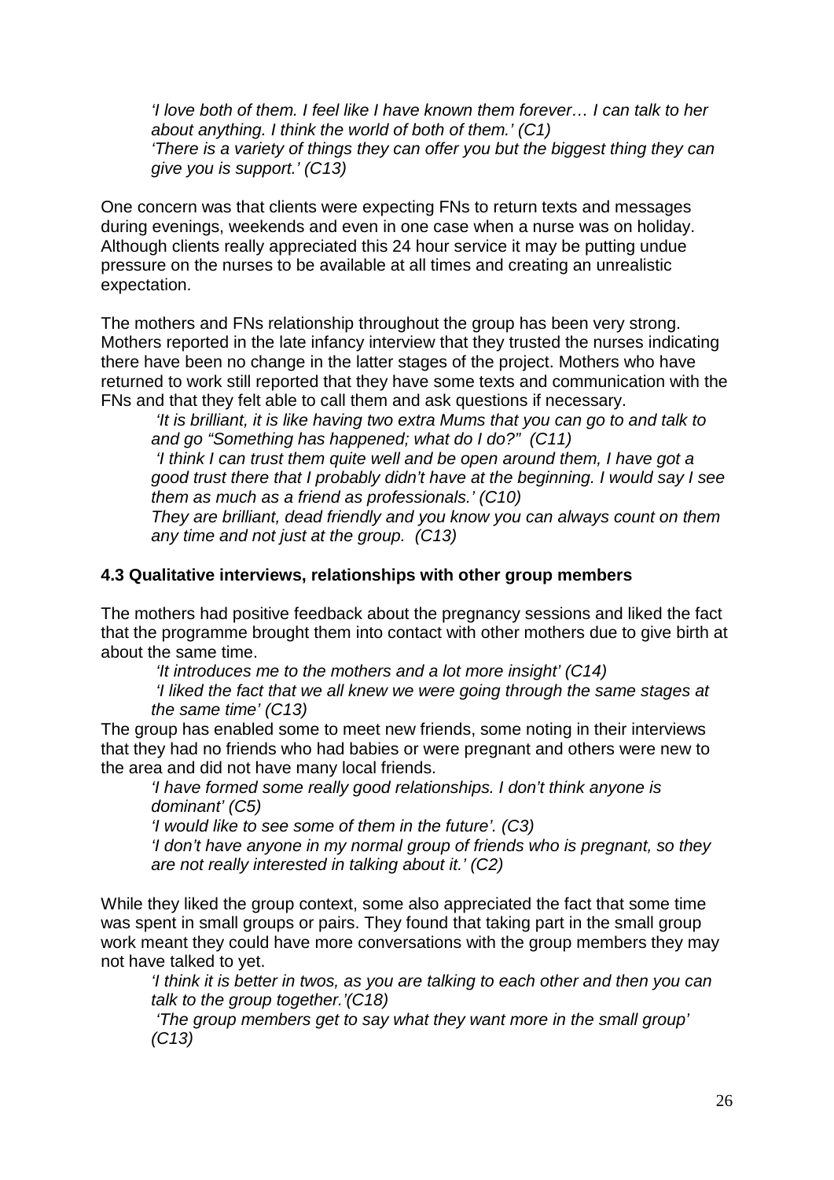*'I love both of them. I feel like I have known them forever… I can talk to her about anything. I think the world of both of them.' (C1)*
*'There is a variety of things they can offer you but the biggest thing they can give you is support.' (C13)*

One concern was that clients were expecting FNs to return texts and messages during evenings, weekends and even in one case when a nurse was on holiday. Although clients really appreciated this 24 hour service it may be putting undue pressure on the nurses to be available at all times and creating an unrealistic expectation.

The mothers and FNs relationship throughout the group has been very strong. Mothers reported in the late infancy interview that they trusted the nurses indicating there have been no change in the latter stages of the project. Mothers who have returned to work still reported that they have some texts and communication with the FNs and that they felt able to call them and ask questions if necessary.

*'It is brilliant, it is like having two extra Mums that you can go to and talk to and go "Something has happened; what do I do?" (C11)*
*'I think I can trust them quite well and be open around them, I have got a good trust there that I probably didn't have at the beginning. I would say I see them as much as a friend as professionals.' (C10)*
*They are brilliant, dead friendly and you know you can always count on them any time and not just at the group. (C13)*

**4.3 Qualitative interviews, relationships with other group members**

The mothers had positive feedback about the pregnancy sessions and liked the fact that the programme brought them into contact with other mothers due to give birth at about the same time.

*'It introduces me to the mothers and a lot more insight' (C14)*
*'I liked the fact that we all knew we were going through the same stages at the same time' (C13)*

The group has enabled some to meet new friends, some noting in their interviews that they had no friends who had babies or were pregnant and others were new to the area and did not have many local friends.

*'I have formed some really good relationships. I don't think anyone is dominant' (C5)*
*'I would like to see some of them in the future'. (C3)*
*'I don't have anyone in my normal group of friends who is pregnant, so they are not really interested in talking about it.' (C2)*

While they liked the group context, some also appreciated the fact that some time was spent in small groups or pairs. They found that taking part in the small group work meant they could have more conversations with the group members they may not have talked to yet.

*'I think it is better in twos, as you are talking to each other and then you can talk to the group together.'(C18)*
*'The group members get to say what they want more in the small group' (C13)*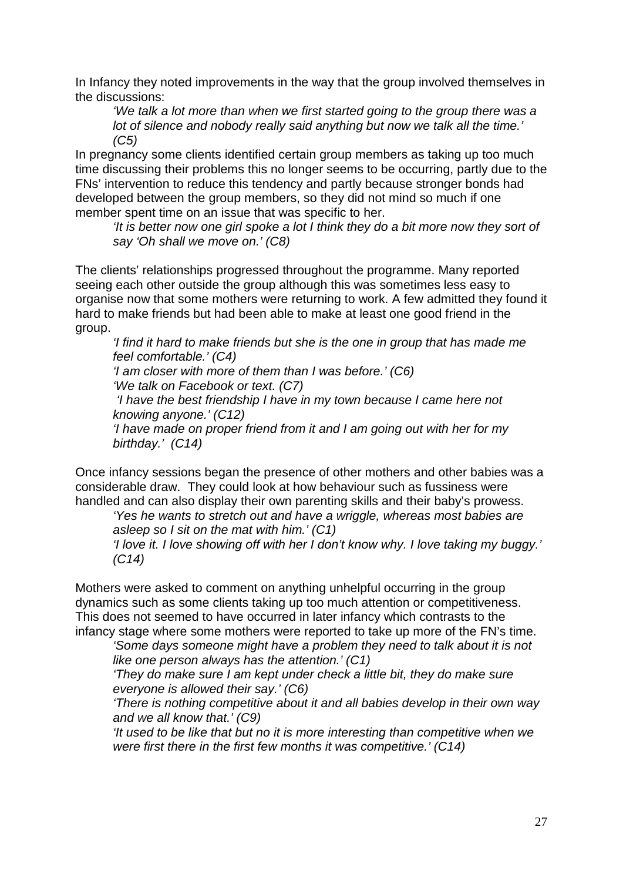In Infancy they noted improvements in the way that the group involved themselves in the discussions:

> *'We talk a lot more than when we first started going to the group there was a lot of silence and nobody really said anything but now we talk all the time.' (C5)*

In pregnancy some clients identified certain group members as taking up too much time discussing their problems this no longer seems to be occurring, partly due to the FNs' intervention to reduce this tendency and partly because stronger bonds had developed between the group members, so they did not mind so much if one member spent time on an issue that was specific to her.

> *'It is better now one girl spoke a lot I think they do a bit more now they sort of say 'Oh shall we move on.' (C8)*

The clients' relationships progressed throughout the programme. Many reported seeing each other outside the group although this was sometimes less easy to organise now that some mothers were returning to work. A few admitted they found it hard to make friends but had been able to make at least one good friend in the group.

> *'I find it hard to make friends but she is the one in group that has made me feel comfortable.' (C4)*
>
> *'I am closer with more of them than I was before.' (C6)*
>
> *'We talk on Facebook or text. (C7)*
>
> *'I have the best friendship I have in my town because I came here not knowing anyone.' (C12)*
>
> *'I have made on proper friend from it and I am going out with her for my birthday.' (C14)*

Once infancy sessions began the presence of other mothers and other babies was a considerable draw. They could look at how behaviour such as fussiness were handled and can also display their own parenting skills and their baby's prowess.

> *'Yes he wants to stretch out and have a wriggle, whereas most babies are asleep so I sit on the mat with him.' (C1)*
>
> *'I love it. I love showing off with her I don't know why. I love taking my buggy.' (C14)*

Mothers were asked to comment on anything unhelpful occurring in the group dynamics such as some clients taking up too much attention or competitiveness. This does not seemed to have occurred in later infancy which contrasts to the infancy stage where some mothers were reported to take up more of the FN's time.

> *'Some days someone might have a problem they need to talk about it is not like one person always has the attention.' (C1)*
>
> *'They do make sure I am kept under check a little bit, they do make sure everyone is allowed their say.' (C6)*
>
> *'There is nothing competitive about it and all babies develop in their own way and we all know that.' (C9)*
>
> *'It used to be like that but no it is more interesting than competitive when we were first there in the first few months it was competitive.' (C14)*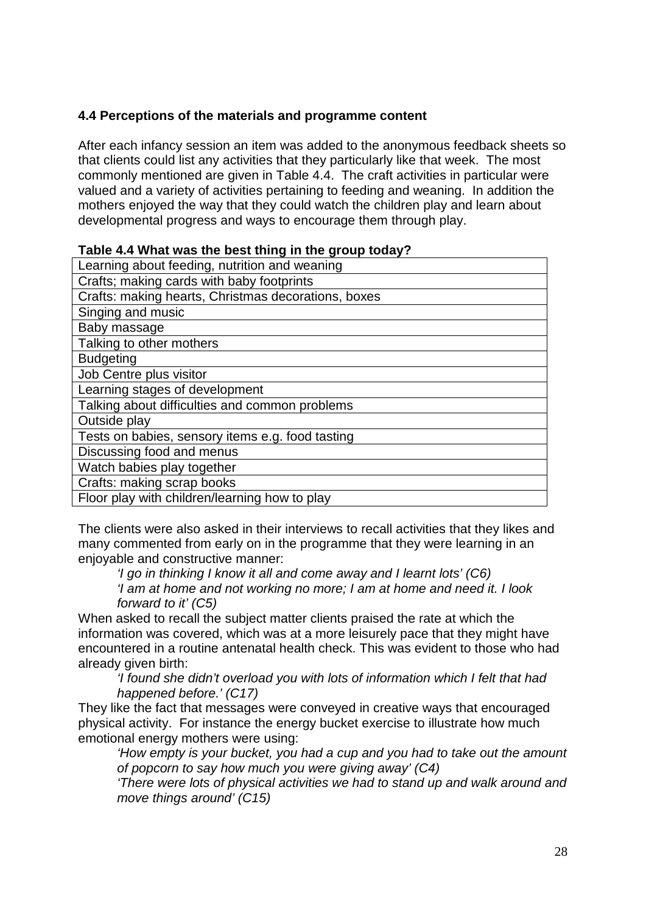### 4.4 Perceptions of the materials and programme content

After each infancy session an item was added to the anonymous feedback sheets so that clients could list any activities that they particularly like that week. The most commonly mentioned are given in Table 4.4. The craft activities in particular were valued and a variety of activities pertaining to feeding and weaning. In addition the mothers enjoyed the way that they could watch the children play and learn about developmental progress and ways to encourage them through play.

**Table 4.4 What was the best thing in the group today?**

| |
|---|
| Learning about feeding, nutrition and weaning |
| Crafts; making cards with baby footprints |
| Crafts: making hearts, Christmas decorations, boxes |
| Singing and music |
| Baby massage |
| Talking to other mothers |
| Budgeting |
| Job Centre plus visitor |
| Learning stages of development |
| Talking about difficulties and common problems |
| Outside play |
| Tests on babies, sensory items e.g. food tasting |
| Discussing food and menus |
| Watch babies play together |
| Crafts: making scrap books |
| Floor play with children/learning how to play |

The clients were also asked in their interviews to recall activities that they likes and many commented from early on in the programme that they were learning in an enjoyable and constructive manner:

> *'I go in thinking I know it all and come away and I learnt lots' (C6)*
>
> *'I am at home and not working no more; I am at home and need it. I look forward to it' (C5)*

When asked to recall the subject matter clients praised the rate at which the information was covered, which was at a more leisurely pace that they might have encountered in a routine antenatal health check. This was evident to those who had already given birth:

> *'I found she didn't overload you with lots of information which I felt that had happened before.' (C17)*

They like the fact that messages were conveyed in creative ways that encouraged physical activity. For instance the energy bucket exercise to illustrate how much emotional energy mothers were using:

> *'How empty is your bucket, you had a cup and you had to take out the amount of popcorn to say how much you were giving away' (C4)*
>
> *'There were lots of physical activities we had to stand up and walk around and move things around' (C15)*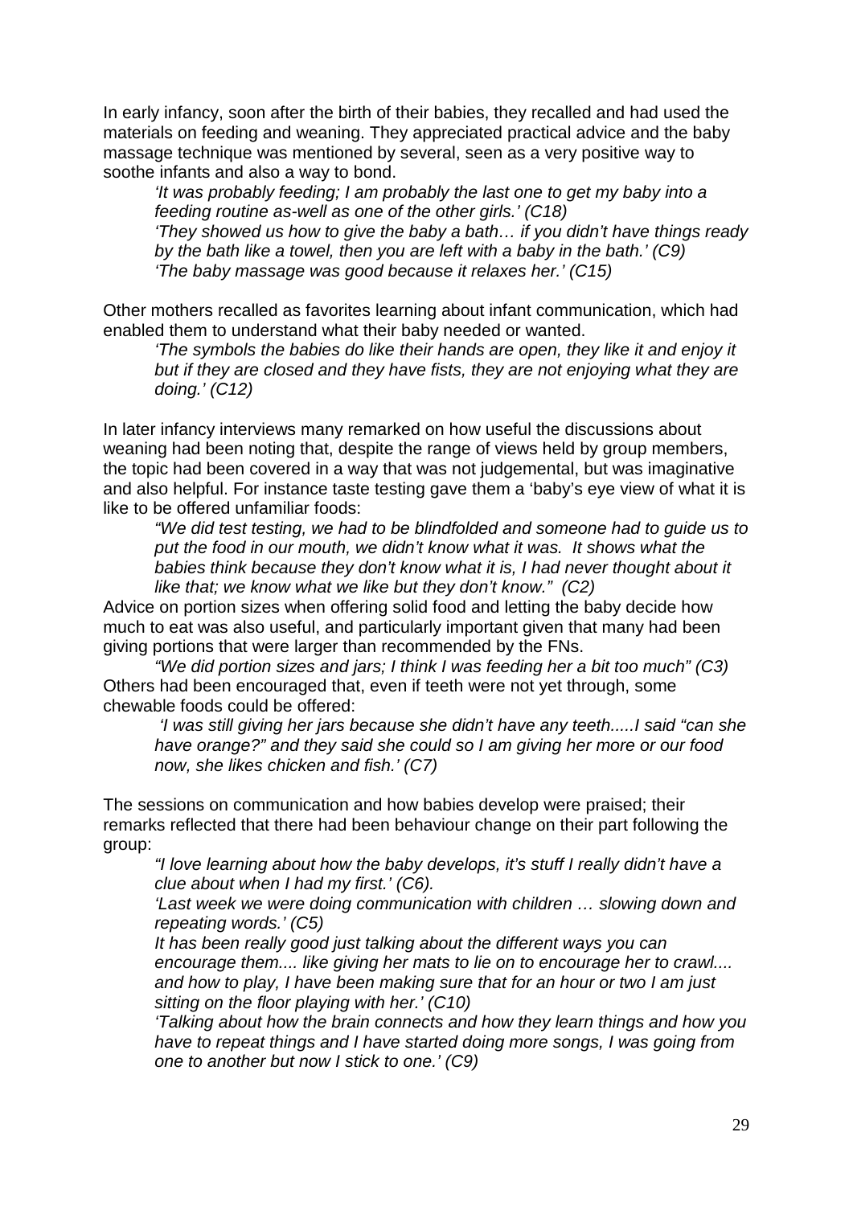In early infancy, soon after the birth of their babies, they recalled and had used the materials on feeding and weaning. They appreciated practical advice and the baby massage technique was mentioned by several, seen as a very positive way to soothe infants and also a way to bond.

> *'It was probably feeding; I am probably the last one to get my baby into a feeding routine as-well as one of the other girls.' (C18)*
> *'They showed us how to give the baby a bath… if you didn't have things ready by the bath like a towel, then you are left with a baby in the bath.' (C9)*
> *'The baby massage was good because it relaxes her.' (C15)*

Other mothers recalled as favorites learning about infant communication, which had enabled them to understand what their baby needed or wanted.

> *'The symbols the babies do like their hands are open, they like it and enjoy it but if they are closed and they have fists, they are not enjoying what they are doing.' (C12)*

In later infancy interviews many remarked on how useful the discussions about weaning had been noting that, despite the range of views held by group members, the topic had been covered in a way that was not judgemental, but was imaginative and also helpful. For instance taste testing gave them a 'baby's eye view of what it is like to be offered unfamiliar foods:

> *"We did test testing, we had to be blindfolded and someone had to guide us to put the food in our mouth, we didn't know what it was. It shows what the babies think because they don't know what it is, I had never thought about it like that; we know what we like but they don't know." (C2)*

Advice on portion sizes when offering solid food and letting the baby decide how much to eat was also useful, and particularly important given that many had been giving portions that were larger than recommended by the FNs.

> *"We did portion sizes and jars; I think I was feeding her a bit too much" (C3)*

Others had been encouraged that, even if teeth were not yet through, some chewable foods could be offered:

> *'I was still giving her jars because she didn't have any teeth.....I said "can she have orange?" and they said she could so I am giving her more or our food now, she likes chicken and fish.' (C7)*

The sessions on communication and how babies develop were praised; their remarks reflected that there had been behaviour change on their part following the group:

> *"I love learning about how the baby develops, it's stuff I really didn't have a clue about when I had my first.' (C6).*
> *'Last week we were doing communication with children … slowing down and repeating words.' (C5)*
> *It has been really good just talking about the different ways you can encourage them.... like giving her mats to lie on to encourage her to crawl.... and how to play, I have been making sure that for an hour or two I am just sitting on the floor playing with her.' (C10)*
> *'Talking about how the brain connects and how they learn things and how you have to repeat things and I have started doing more songs, I was going from one to another but now I stick to one.' (C9)*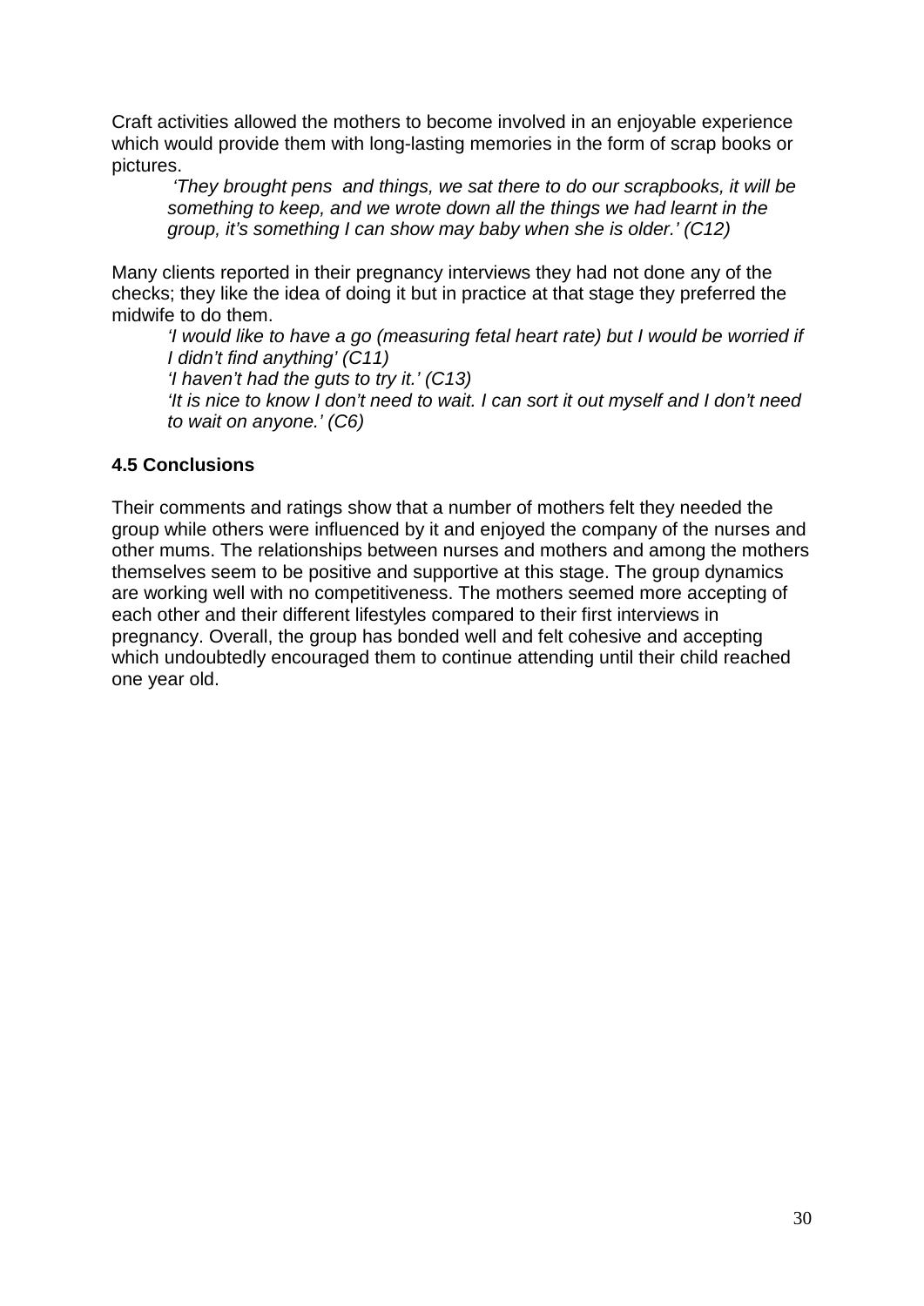Craft activities allowed the mothers to become involved in an enjoyable experience which would provide them with long-lasting memories in the form of scrap books or pictures.

> *'They brought pens and things, we sat there to do our scrapbooks, it will be something to keep, and we wrote down all the things we had learnt in the group, it's something I can show may baby when she is older.' (C12)*

Many clients reported in their pregnancy interviews they had not done any of the checks; they like the idea of doing it but in practice at that stage they preferred the midwife to do them.

> *'I would like to have a go (measuring fetal heart rate) but I would be worried if I didn't find anything' (C11)*
>
> *'I haven't had the guts to try it.' (C13)*
>
> *'It is nice to know I don't need to wait. I can sort it out myself and I don't need to wait on anyone.' (C6)*

### 4.5 Conclusions

Their comments and ratings show that a number of mothers felt they needed the group while others were influenced by it and enjoyed the company of the nurses and other mums. The relationships between nurses and mothers and among the mothers themselves seem to be positive and supportive at this stage. The group dynamics are working well with no competitiveness. The mothers seemed more accepting of each other and their different lifestyles compared to their first interviews in pregnancy. Overall, the group has bonded well and felt cohesive and accepting which undoubtedly encouraged them to continue attending until their child reached one year old.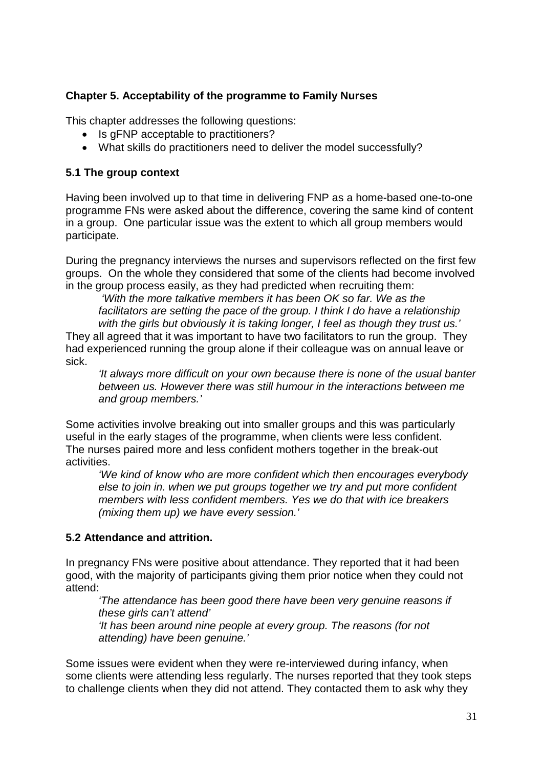## Chapter 5. Acceptability of the programme to Family Nurses

This chapter addresses the following questions:

- Is gFNP acceptable to practitioners?
- What skills do practitioners need to deliver the model successfully?

### 5.1 The group context

Having been involved up to that time in delivering FNP as a home-based one-to-one programme FNs were asked about the difference, covering the same kind of content in a group. One particular issue was the extent to which all group members would participate.

During the pregnancy interviews the nurses and supervisors reflected on the first few groups. On the whole they considered that some of the clients had become involved in the group process easily, as they had predicted when recruiting them:

> *'With the more talkative members it has been OK so far. We as the facilitators are setting the pace of the group. I think I do have a relationship with the girls but obviously it is taking longer, I feel as though they trust us.'*

They all agreed that it was important to have two facilitators to run the group. They had experienced running the group alone if their colleague was on annual leave or sick.

> *'It always more difficult on your own because there is none of the usual banter between us. However there was still humour in the interactions between me and group members.'*

Some activities involve breaking out into smaller groups and this was particularly useful in the early stages of the programme, when clients were less confident. The nurses paired more and less confident mothers together in the break-out activities.

> *'We kind of know who are more confident which then encourages everybody else to join in. when we put groups together we try and put more confident members with less confident members. Yes we do that with ice breakers (mixing them up) we have every session.'*

### 5.2 Attendance and attrition.

In pregnancy FNs were positive about attendance. They reported that it had been good, with the majority of participants giving them prior notice when they could not attend:

> *'The attendance has been good there have been very genuine reasons if these girls can't attend'*
>
> *'It has been around nine people at every group. The reasons (for not attending) have been genuine.'*

Some issues were evident when they were re-interviewed during infancy, when some clients were attending less regularly. The nurses reported that they took steps to challenge clients when they did not attend. They contacted them to ask why they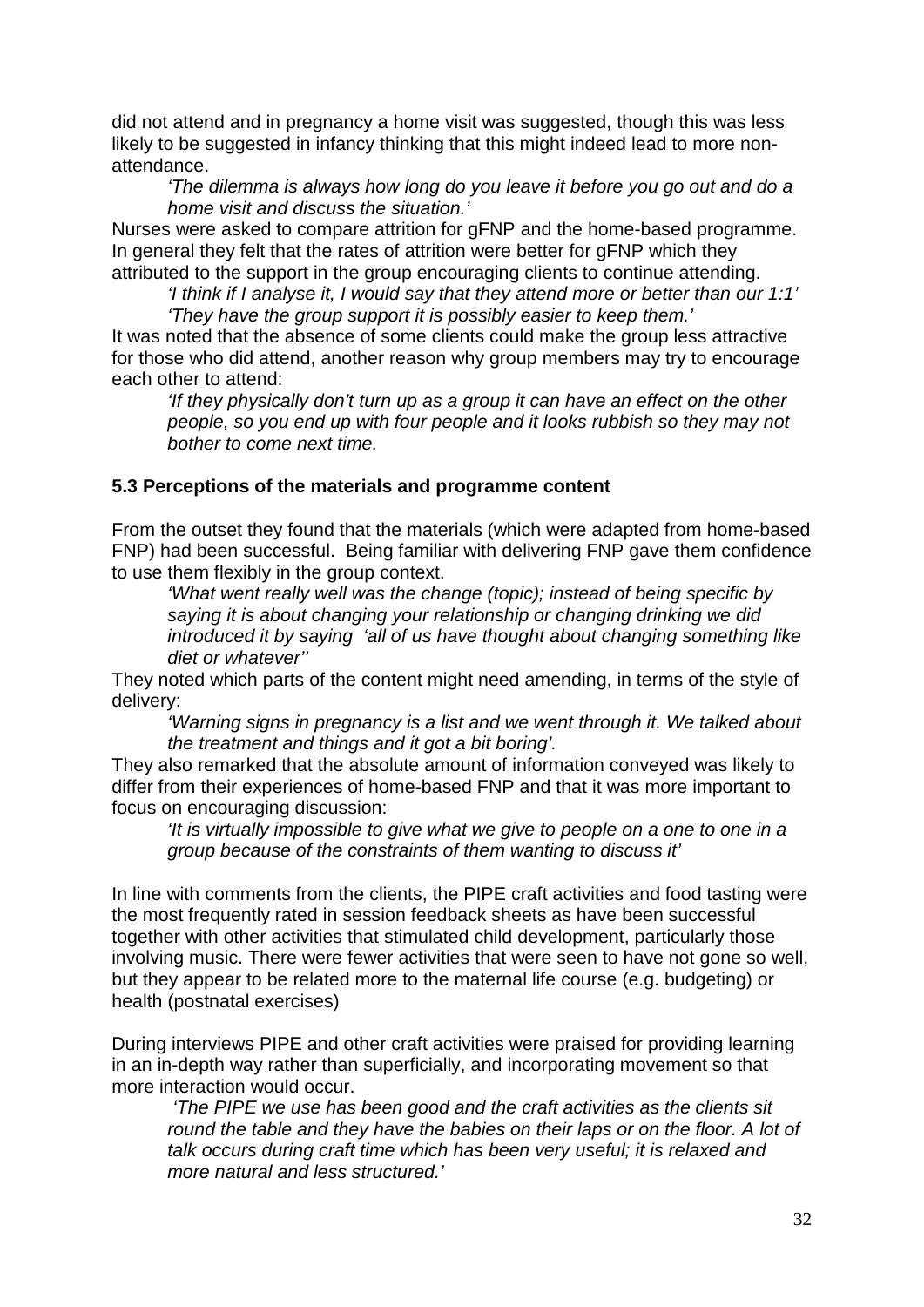did not attend and in pregnancy a home visit was suggested, though this was less likely to be suggested in infancy thinking that this might indeed lead to more non-attendance.

> *'The dilemma is always how long do you leave it before you go out and do a home visit and discuss the situation.'*

Nurses were asked to compare attrition for gFNP and the home-based programme. In general they felt that the rates of attrition were better for gFNP which they attributed to the support in the group encouraging clients to continue attending.

> *'I think if I analyse it, I would say that they attend more or better than our 1:1'*
>
> *'They have the group support it is possibly easier to keep them.'*

It was noted that the absence of some clients could make the group less attractive for those who did attend, another reason why group members may try to encourage each other to attend:

> *'If they physically don't turn up as a group it can have an effect on the other people, so you end up with four people and it looks rubbish so they may not bother to come next time.*

### 5.3 Perceptions of the materials and programme content

From the outset they found that the materials (which were adapted from home-based FNP) had been successful. Being familiar with delivering FNP gave them confidence to use them flexibly in the group context.

> *'What went really well was the change (topic); instead of being specific by saying it is about changing your relationship or changing drinking we did introduced it by saying 'all of us have thought about changing something like diet or whatever''*

They noted which parts of the content might need amending, in terms of the style of delivery:

> *'Warning signs in pregnancy is a list and we went through it. We talked about the treatment and things and it got a bit boring'.*

They also remarked that the absolute amount of information conveyed was likely to differ from their experiences of home-based FNP and that it was more important to focus on encouraging discussion:

> *'It is virtually impossible to give what we give to people on a one to one in a group because of the constraints of them wanting to discuss it'*

In line with comments from the clients, the PIPE craft activities and food tasting were the most frequently rated in session feedback sheets as have been successful together with other activities that stimulated child development, particularly those involving music. There were fewer activities that were seen to have not gone so well, but they appear to be related more to the maternal life course (e.g. budgeting) or health (postnatal exercises)

During interviews PIPE and other craft activities were praised for providing learning in an in-depth way rather than superficially, and incorporating movement so that more interaction would occur.

> *'The PIPE we use has been good and the craft activities as the clients sit round the table and they have the babies on their laps or on the floor. A lot of talk occurs during craft time which has been very useful; it is relaxed and more natural and less structured.'*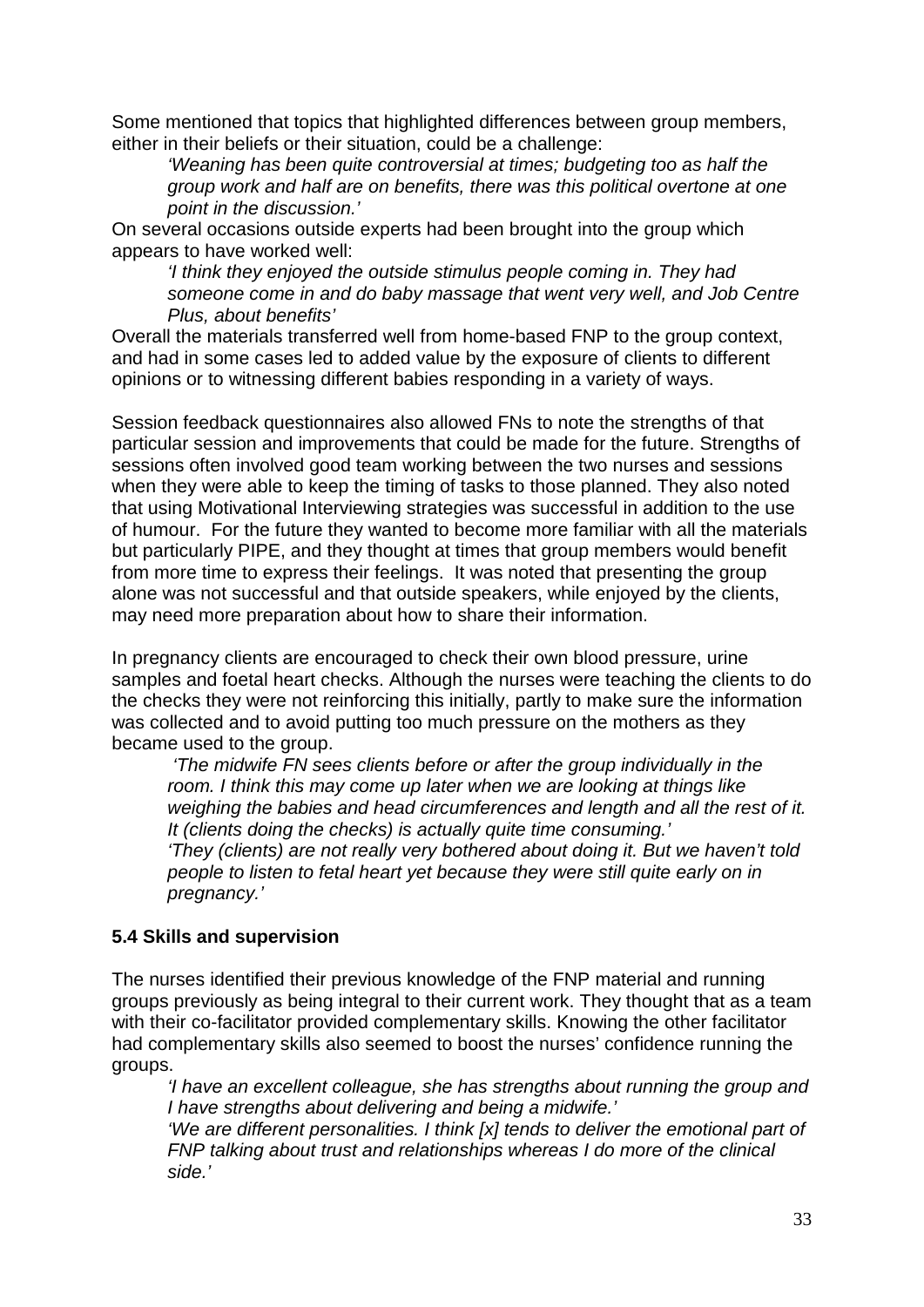Some mentioned that topics that highlighted differences between group members, either in their beliefs or their situation, could be a challenge:

> *'Weaning has been quite controversial at times; budgeting too as half the group work and half are on benefits, there was this political overtone at one point in the discussion.'*

On several occasions outside experts had been brought into the group which appears to have worked well:

> *'I think they enjoyed the outside stimulus people coming in. They had someone come in and do baby massage that went very well, and Job Centre Plus, about benefits'*

Overall the materials transferred well from home-based FNP to the group context, and had in some cases led to added value by the exposure of clients to different opinions or to witnessing different babies responding in a variety of ways.

Session feedback questionnaires also allowed FNs to note the strengths of that particular session and improvements that could be made for the future. Strengths of sessions often involved good team working between the two nurses and sessions when they were able to keep the timing of tasks to those planned. They also noted that using Motivational Interviewing strategies was successful in addition to the use of humour. For the future they wanted to become more familiar with all the materials but particularly PIPE, and they thought at times that group members would benefit from more time to express their feelings. It was noted that presenting the group alone was not successful and that outside speakers, while enjoyed by the clients, may need more preparation about how to share their information.

In pregnancy clients are encouraged to check their own blood pressure, urine samples and foetal heart checks. Although the nurses were teaching the clients to do the checks they were not reinforcing this initially, partly to make sure the information was collected and to avoid putting too much pressure on the mothers as they became used to the group.

> *'The midwife FN sees clients before or after the group individually in the room. I think this may come up later when we are looking at things like weighing the babies and head circumferences and length and all the rest of it. It (clients doing the checks) is actually quite time consuming.'*
>
> *'They (clients) are not really very bothered about doing it. But we haven't told people to listen to fetal heart yet because they were still quite early on in pregnancy.'*

### 5.4 Skills and supervision

The nurses identified their previous knowledge of the FNP material and running groups previously as being integral to their current work. They thought that as a team with their co-facilitator provided complementary skills. Knowing the other facilitator had complementary skills also seemed to boost the nurses' confidence running the groups.

> *'I have an excellent colleague, she has strengths about running the group and I have strengths about delivering and being a midwife.'*
>
> *'We are different personalities. I think [x] tends to deliver the emotional part of FNP talking about trust and relationships whereas I do more of the clinical side.'*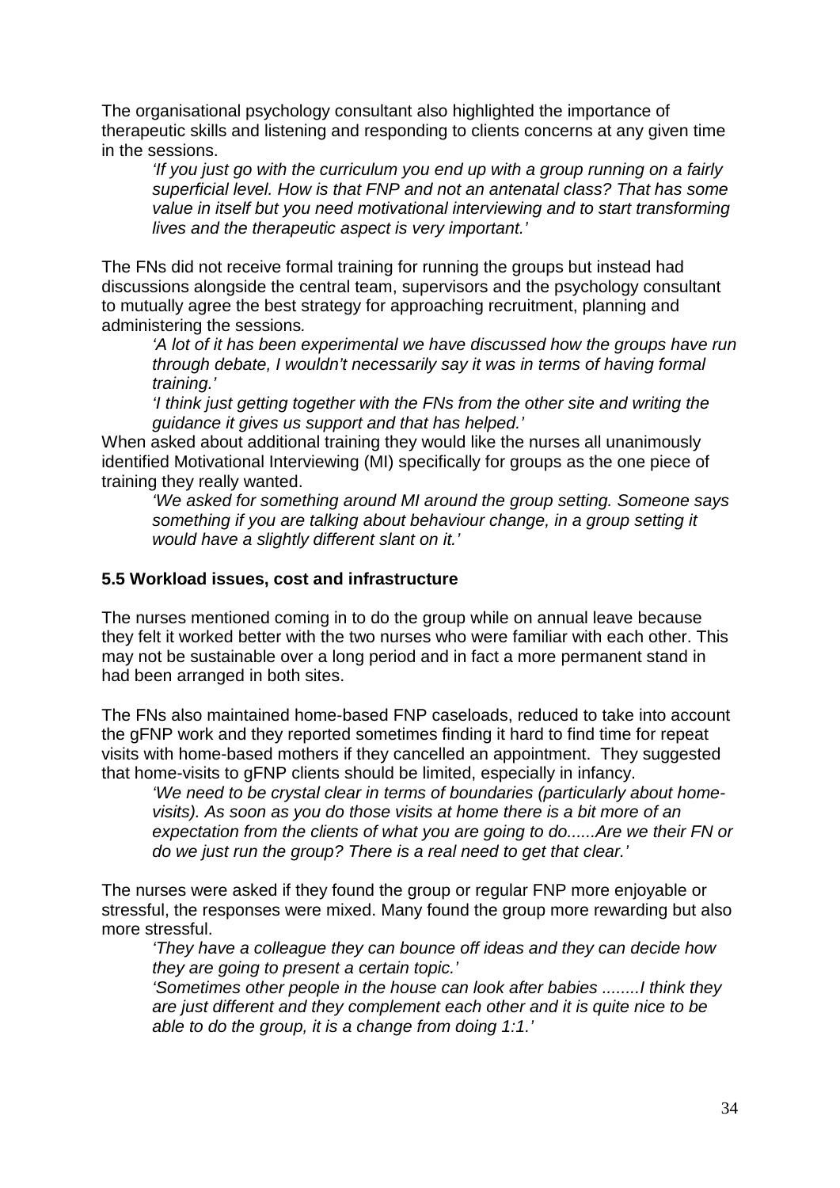The organisational psychology consultant also highlighted the importance of therapeutic skills and listening and responding to clients concerns at any given time in the sessions.

> *'If you just go with the curriculum you end up with a group running on a fairly superficial level. How is that FNP and not an antenatal class? That has some value in itself but you need motivational interviewing and to start transforming lives and the therapeutic aspect is very important.'*

The FNs did not receive formal training for running the groups but instead had discussions alongside the central team, supervisors and the psychology consultant to mutually agree the best strategy for approaching recruitment, planning and administering the sessions*.*

> *'A lot of it has been experimental we have discussed how the groups have run through debate, I wouldn't necessarily say it was in terms of having formal training.'*
>
> *'I think just getting together with the FNs from the other site and writing the guidance it gives us support and that has helped.'*

When asked about additional training they would like the nurses all unanimously identified Motivational Interviewing (MI) specifically for groups as the one piece of training they really wanted.

> *'We asked for something around MI around the group setting. Someone says something if you are talking about behaviour change, in a group setting it would have a slightly different slant on it.'*

### 5.5 Workload issues, cost and infrastructure

The nurses mentioned coming in to do the group while on annual leave because they felt it worked better with the two nurses who were familiar with each other. This may not be sustainable over a long period and in fact a more permanent stand in had been arranged in both sites.

The FNs also maintained home-based FNP caseloads, reduced to take into account the gFNP work and they reported sometimes finding it hard to find time for repeat visits with home-based mothers if they cancelled an appointment. They suggested that home-visits to gFNP clients should be limited, especially in infancy.

> *'We need to be crystal clear in terms of boundaries (particularly about home-visits). As soon as you do those visits at home there is a bit more of an expectation from the clients of what you are going to do......Are we their FN or do we just run the group? There is a real need to get that clear.'*

The nurses were asked if they found the group or regular FNP more enjoyable or stressful, the responses were mixed. Many found the group more rewarding but also more stressful.

> *'They have a colleague they can bounce off ideas and they can decide how they are going to present a certain topic.'*
>
> *'Sometimes other people in the house can look after babies ........I think they are just different and they complement each other and it is quite nice to be able to do the group, it is a change from doing 1:1.'*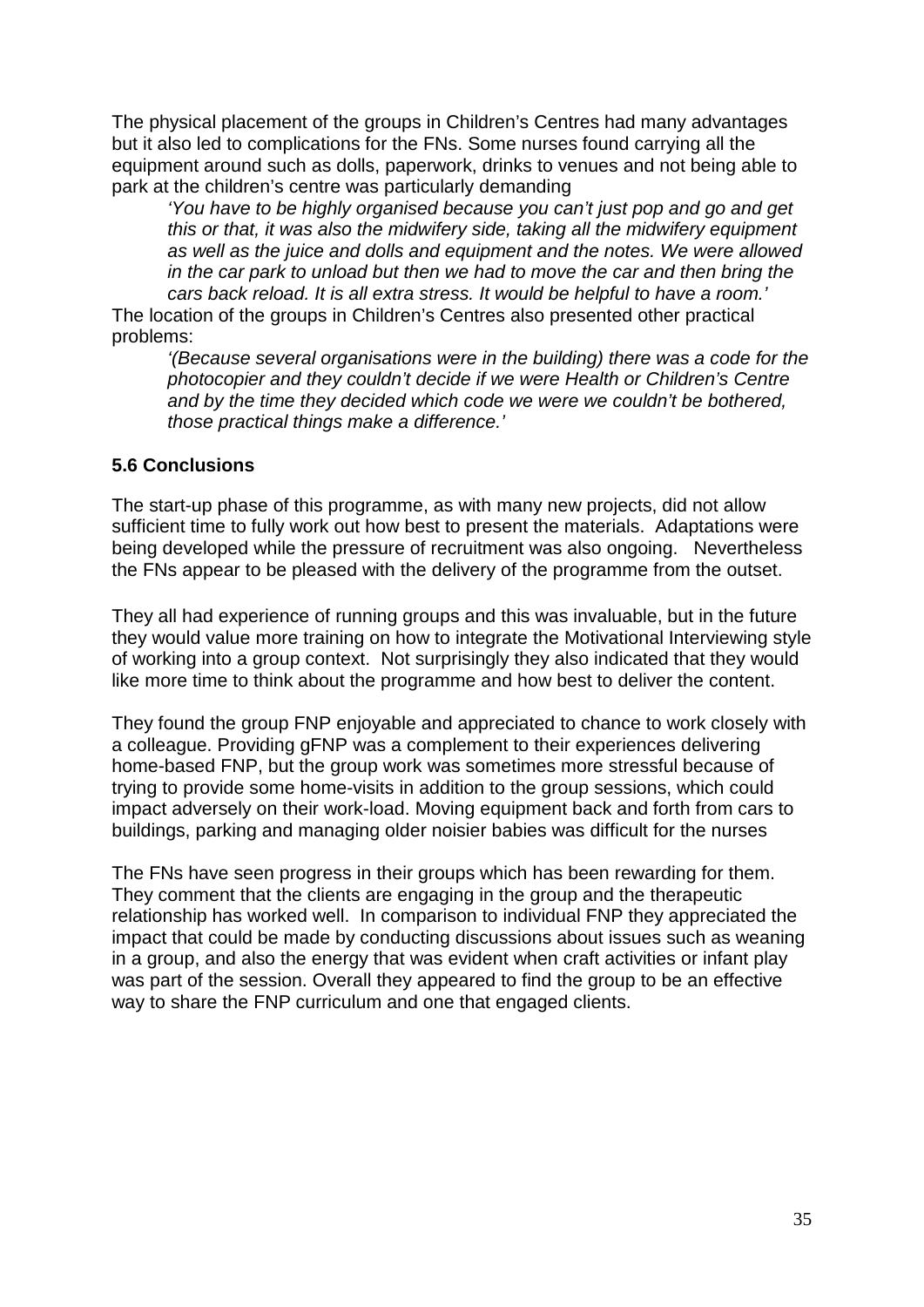The physical placement of the groups in Children's Centres had many advantages but it also led to complications for the FNs. Some nurses found carrying all the equipment around such as dolls, paperwork, drinks to venues and not being able to park at the children's centre was particularly demanding

> *'You have to be highly organised because you can't just pop and go and get this or that, it was also the midwifery side, taking all the midwifery equipment as well as the juice and dolls and equipment and the notes. We were allowed in the car park to unload but then we had to move the car and then bring the cars back reload. It is all extra stress. It would be helpful to have a room.'*

The location of the groups in Children's Centres also presented other practical problems:

> *'(Because several organisations were in the building) there was a code for the photocopier and they couldn't decide if we were Health or Children's Centre and by the time they decided which code we were we couldn't be bothered, those practical things make a difference.'*

### 5.6 Conclusions

The start-up phase of this programme, as with many new projects, did not allow sufficient time to fully work out how best to present the materials. Adaptations were being developed while the pressure of recruitment was also ongoing. Nevertheless the FNs appear to be pleased with the delivery of the programme from the outset.

They all had experience of running groups and this was invaluable, but in the future they would value more training on how to integrate the Motivational Interviewing style of working into a group context. Not surprisingly they also indicated that they would like more time to think about the programme and how best to deliver the content.

They found the group FNP enjoyable and appreciated to chance to work closely with a colleague. Providing gFNP was a complement to their experiences delivering home-based FNP, but the group work was sometimes more stressful because of trying to provide some home-visits in addition to the group sessions, which could impact adversely on their work-load. Moving equipment back and forth from cars to buildings, parking and managing older noisier babies was difficult for the nurses

The FNs have seen progress in their groups which has been rewarding for them. They comment that the clients are engaging in the group and the therapeutic relationship has worked well. In comparison to individual FNP they appreciated the impact that could be made by conducting discussions about issues such as weaning in a group, and also the energy that was evident when craft activities or infant play was part of the session. Overall they appeared to find the group to be an effective way to share the FNP curriculum and one that engaged clients.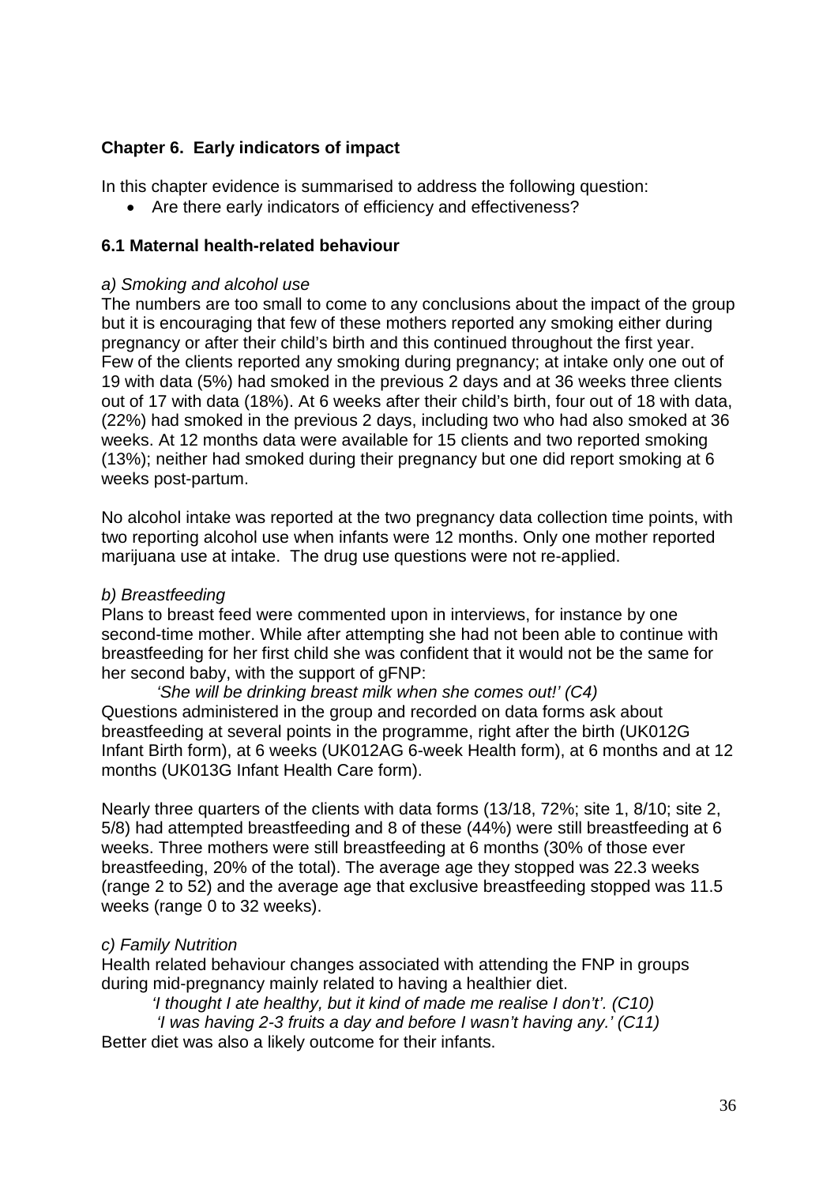## Chapter 6. Early indicators of impact

In this chapter evidence is summarised to address the following question:

- Are there early indicators of efficiency and effectiveness?

### 6.1 Maternal health-related behaviour

*a) Smoking and alcohol use*

The numbers are too small to come to any conclusions about the impact of the group but it is encouraging that few of these mothers reported any smoking either during pregnancy or after their child's birth and this continued throughout the first year. Few of the clients reported any smoking during pregnancy; at intake only one out of 19 with data (5%) had smoked in the previous 2 days and at 36 weeks three clients out of 17 with data (18%). At 6 weeks after their child's birth, four out of 18 with data, (22%) had smoked in the previous 2 days, including two who had also smoked at 36 weeks. At 12 months data were available for 15 clients and two reported smoking (13%); neither had smoked during their pregnancy but one did report smoking at 6 weeks post-partum.

No alcohol intake was reported at the two pregnancy data collection time points, with two reporting alcohol use when infants were 12 months. Only one mother reported marijuana use at intake. The drug use questions were not re-applied.

*b) Breastfeeding*

Plans to breast feed were commented upon in interviews, for instance by one second-time mother. While after attempting she had not been able to continue with breastfeeding for her first child she was confident that it would not be the same for her second baby, with the support of gFNP:

> *'She will be drinking breast milk when she comes out!' (C4)*

Questions administered in the group and recorded on data forms ask about breastfeeding at several points in the programme, right after the birth (UK012G Infant Birth form), at 6 weeks (UK012AG 6-week Health form), at 6 months and at 12 months (UK013G Infant Health Care form).

Nearly three quarters of the clients with data forms (13/18, 72%; site 1, 8/10; site 2, 5/8) had attempted breastfeeding and 8 of these (44%) were still breastfeeding at 6 weeks. Three mothers were still breastfeeding at 6 months (30% of those ever breastfeeding, 20% of the total). The average age they stopped was 22.3 weeks (range 2 to 52) and the average age that exclusive breastfeeding stopped was 11.5 weeks (range 0 to 32 weeks).

*c) Family Nutrition*

Health related behaviour changes associated with attending the FNP in groups during mid-pregnancy mainly related to having a healthier diet.

> *'I thought I ate healthy, but it kind of made me realise I don't'. (C10)*
>
> *'I was having 2-3 fruits a day and before I wasn't having any.' (C11)*

Better diet was also a likely outcome for their infants.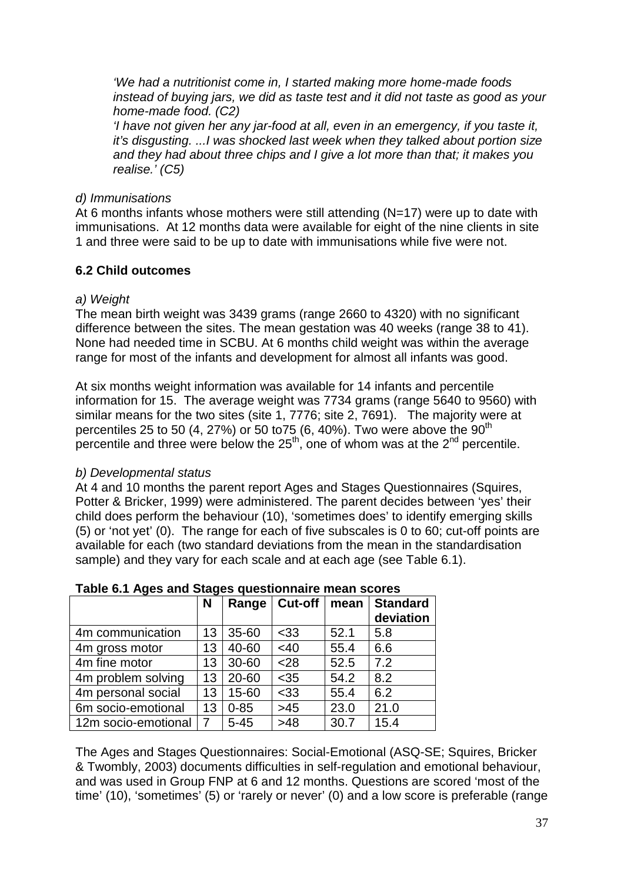*'We had a nutritionist come in, I started making more home-made foods instead of buying jars, we did as taste test and it did not taste as good as your home-made food. (C2)*

*'I have not given her any jar-food at all, even in an emergency, if you taste it, it's disgusting. ...I was shocked last week when they talked about portion size and they had about three chips and I give a lot more than that; it makes you realise.' (C5)*

*d) Immunisations*

At 6 months infants whose mothers were still attending (N=17) were up to date with immunisations. At 12 months data were available for eight of the nine clients in site 1 and three were said to be up to date with immunisations while five were not.

### 6.2 Child outcomes

*a) Weight*

The mean birth weight was 3439 grams (range 2660 to 4320) with no significant difference between the sites. The mean gestation was 40 weeks (range 38 to 41). None had needed time in SCBU. At 6 months child weight was within the average range for most of the infants and development for almost all infants was good.

At six months weight information was available for 14 infants and percentile information for 15. The average weight was 7734 grams (range 5640 to 9560) with similar means for the two sites (site 1, 7776; site 2, 7691). The majority were at percentiles 25 to 50 (4, 27%) or 50 to75 (6, 40%). Two were above the 90th percentile and three were below the 25th, one of whom was at the 2nd percentile.

*b) Developmental status*

At 4 and 10 months the parent report Ages and Stages Questionnaires (Squires, Potter & Bricker, 1999) were administered. The parent decides between 'yes' their child does perform the behaviour (10), 'sometimes does' to identify emerging skills (5) or 'not yet' (0). The range for each of five subscales is 0 to 60; cut-off points are available for each (two standard deviations from the mean in the standardisation sample) and they vary for each scale and at each age (see Table 6.1).

**Table 6.1 Ages and Stages questionnaire mean scores**

| | N | Range | Cut-off | mean | Standard deviation |
|---|---|---|---|---|---|
| 4m communication | 13 | 35-60 | <33 | 52.1 | 5.8 |
| 4m gross motor | 13 | 40-60 | <40 | 55.4 | 6.6 |
| 4m fine motor | 13 | 30-60 | <28 | 52.5 | 7.2 |
| 4m problem solving | 13 | 20-60 | <35 | 54.2 | 8.2 |
| 4m personal social | 13 | 15-60 | <33 | 55.4 | 6.2 |
| 6m socio-emotional | 13 | 0-85 | >45 | 23.0 | 21.0 |
| 12m socio-emotional | 7 | 5-45 | >48 | 30.7 | 15.4 |

The Ages and Stages Questionnaires: Social-Emotional (ASQ-SE; Squires, Bricker & Twombly, 2003) documents difficulties in self-regulation and emotional behaviour, and was used in Group FNP at 6 and 12 months. Questions are scored 'most of the time' (10), 'sometimes' (5) or 'rarely or never' (0) and a low score is preferable (range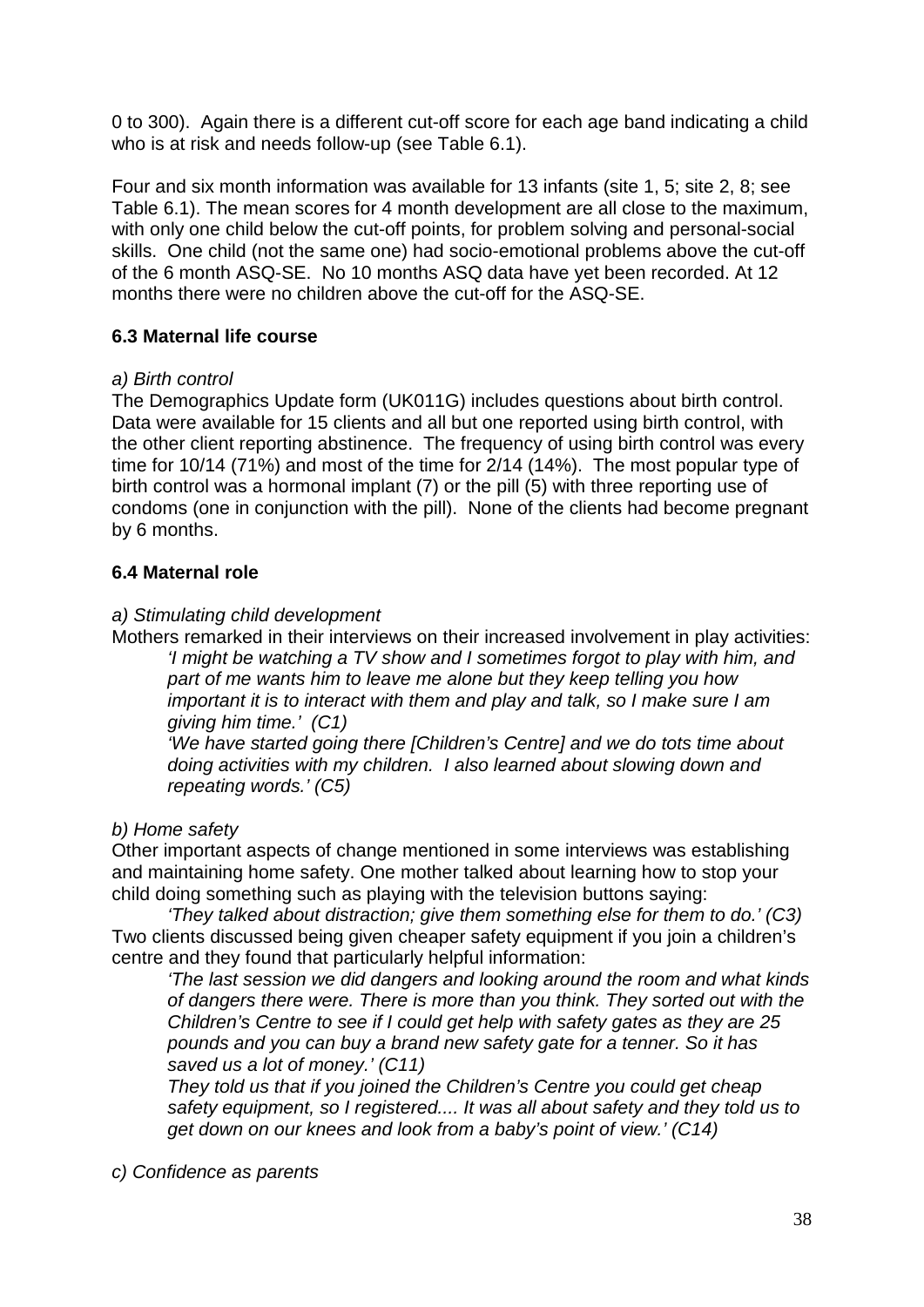0 to 300). Again there is a different cut-off score for each age band indicating a child who is at risk and needs follow-up (see Table 6.1).

Four and six month information was available for 13 infants (site 1, 5; site 2, 8; see Table 6.1). The mean scores for 4 month development are all close to the maximum, with only one child below the cut-off points, for problem solving and personal-social skills. One child (not the same one) had socio-emotional problems above the cut-off of the 6 month ASQ-SE. No 10 months ASQ data have yet been recorded. At 12 months there were no children above the cut-off for the ASQ-SE.

### 6.3 Maternal life course

*a) Birth control*

The Demographics Update form (UK011G) includes questions about birth control. Data were available for 15 clients and all but one reported using birth control, with the other client reporting abstinence. The frequency of using birth control was every time for 10/14 (71%) and most of the time for 2/14 (14%). The most popular type of birth control was a hormonal implant (7) or the pill (5) with three reporting use of condoms (one in conjunction with the pill). None of the clients had become pregnant by 6 months.

### 6.4 Maternal role

*a) Stimulating child development*

Mothers remarked in their interviews on their increased involvement in play activities:

> *'I might be watching a TV show and I sometimes forgot to play with him, and part of me wants him to leave me alone but they keep telling you how important it is to interact with them and play and talk, so I make sure I am giving him time.' (C1)*
>
> *'We have started going there [Children's Centre] and we do tots time about doing activities with my children. I also learned about slowing down and repeating words.' (C5)*

*b) Home safety*

Other important aspects of change mentioned in some interviews was establishing and maintaining home safety. One mother talked about learning how to stop your child doing something such as playing with the television buttons saying:

> *'They talked about distraction; give them something else for them to do.' (C3)*

Two clients discussed being given cheaper safety equipment if you join a children's centre and they found that particularly helpful information:

> *'The last session we did dangers and looking around the room and what kinds of dangers there were. There is more than you think. They sorted out with the Children's Centre to see if I could get help with safety gates as they are 25 pounds and you can buy a brand new safety gate for a tenner. So it has saved us a lot of money.' (C11)*
>
> *They told us that if you joined the Children's Centre you could get cheap safety equipment, so I registered.... It was all about safety and they told us to get down on our knees and look from a baby's point of view.' (C14)*

*c) Confidence as parents*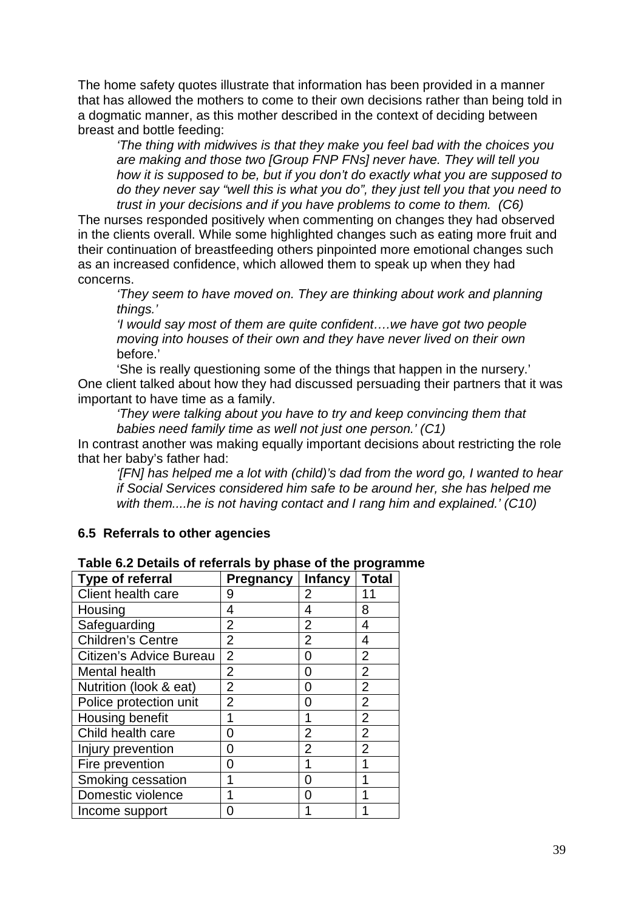The home safety quotes illustrate that information has been provided in a manner that has allowed the mothers to come to their own decisions rather than being told in a dogmatic manner, as this mother described in the context of deciding between breast and bottle feeding:

> *'The thing with midwives is that they make you feel bad with the choices you are making and those two [Group FNP FNs] never have. They will tell you how it is supposed to be, but if you don't do exactly what you are supposed to do they never say "well this is what you do", they just tell you that you need to trust in your decisions and if you have problems to come to them. (C6)*

The nurses responded positively when commenting on changes they had observed in the clients overall. While some highlighted changes such as eating more fruit and their continuation of breastfeeding others pinpointed more emotional changes such as an increased confidence, which allowed them to speak up when they had concerns.

> *'They seem to have moved on. They are thinking about work and planning things.'*
>
> *'I would say most of them are quite confident….we have got two people moving into houses of their own and they have never lived on their own* before.'
>
> 'She is really questioning some of the things that happen in the nursery.'

One client talked about how they had discussed persuading their partners that it was important to have time as a family.

> *'They were talking about you have to try and keep convincing them that babies need family time as well not just one person.' (C1)*

In contrast another was making equally important decisions about restricting the role that her baby's father had:

> *'[FN] has helped me a lot with (child)'s dad from the word go, I wanted to hear if Social Services considered him safe to be around her, she has helped me with them....he is not having contact and I rang him and explained.' (C10)*

### 6.5 Referrals to other agencies

**Table 6.2 Details of referrals by phase of the programme**

| Type of referral | Pregnancy | Infancy | Total |
|---|---|---|---|
| Client health care | 9 | 2 | 11 |
| Housing | 4 | 4 | 8 |
| Safeguarding | 2 | 2 | 4 |
| Children's Centre | 2 | 2 | 4 |
| Citizen's Advice Bureau | 2 | 0 | 2 |
| Mental health | 2 | 0 | 2 |
| Nutrition (look & eat) | 2 | 0 | 2 |
| Police protection unit | 2 | 0 | 2 |
| Housing benefit | 1 | 1 | 2 |
| Child health care | 0 | 2 | 2 |
| Injury prevention | 0 | 2 | 2 |
| Fire prevention | 0 | 1 | 1 |
| Smoking cessation | 1 | 0 | 1 |
| Domestic violence | 1 | 0 | 1 |
| Income support | 0 | 1 | 1 |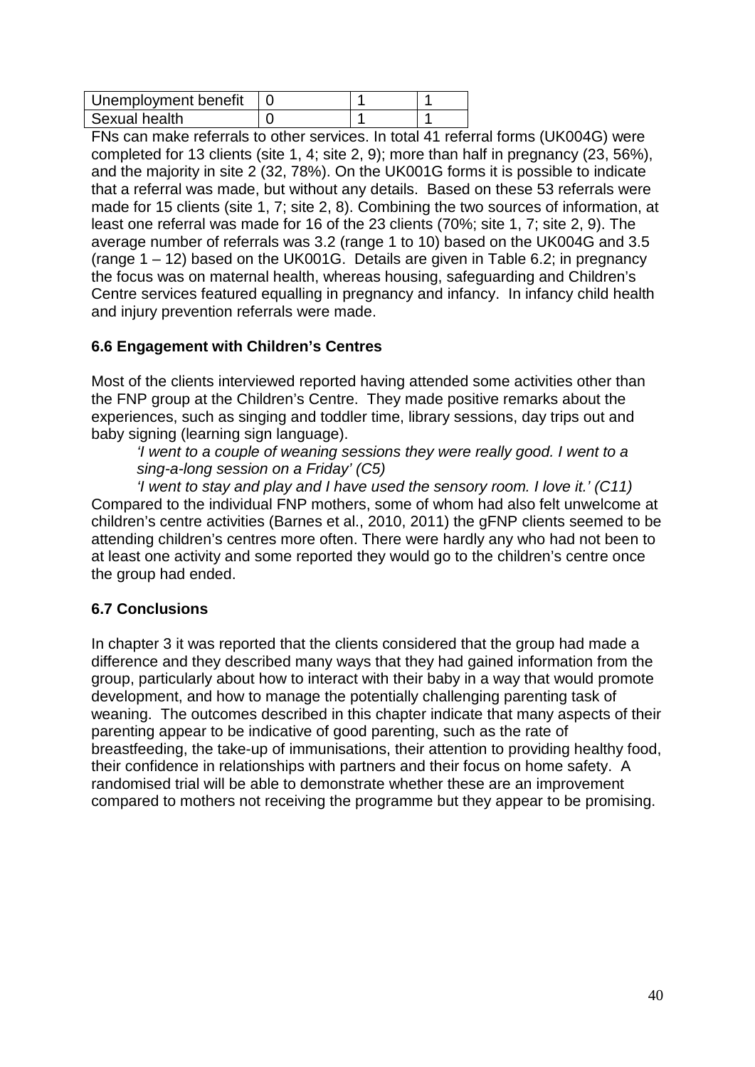| Unemployment benefit | 0 | 1 | 1 |
|---|---|---|---|
| Sexual health | 0 | 1 | 1 |

FNs can make referrals to other services. In total 41 referral forms (UK004G) were completed for 13 clients (site 1, 4; site 2, 9); more than half in pregnancy (23, 56%), and the majority in site 2 (32, 78%). On the UK001G forms it is possible to indicate that a referral was made, but without any details. Based on these 53 referrals were made for 15 clients (site 1, 7; site 2, 8). Combining the two sources of information, at least one referral was made for 16 of the 23 clients (70%; site 1, 7; site 2, 9). The average number of referrals was 3.2 (range 1 to 10) based on the UK004G and 3.5 (range 1 – 12) based on the UK001G. Details are given in Table 6.2; in pregnancy the focus was on maternal health, whereas housing, safeguarding and Children's Centre services featured equalling in pregnancy and infancy. In infancy child health and injury prevention referrals were made.

### 6.6 Engagement with Children's Centres

Most of the clients interviewed reported having attended some activities other than the FNP group at the Children's Centre. They made positive remarks about the experiences, such as singing and toddler time, library sessions, day trips out and baby signing (learning sign language).

> *'I went to a couple of weaning sessions they were really good. I went to a sing-a-long session on a Friday' (C5)*
>
> *'I went to stay and play and I have used the sensory room. I love it.' (C11)*

Compared to the individual FNP mothers, some of whom had also felt unwelcome at children's centre activities (Barnes et al., 2010, 2011) the gFNP clients seemed to be attending children's centres more often. There were hardly any who had not been to at least one activity and some reported they would go to the children's centre once the group had ended.

### 6.7 Conclusions

In chapter 3 it was reported that the clients considered that the group had made a difference and they described many ways that they had gained information from the group, particularly about how to interact with their baby in a way that would promote development, and how to manage the potentially challenging parenting task of weaning. The outcomes described in this chapter indicate that many aspects of their parenting appear to be indicative of good parenting, such as the rate of breastfeeding, the take-up of immunisations, their attention to providing healthy food, their confidence in relationships with partners and their focus on home safety. A randomised trial will be able to demonstrate whether these are an improvement compared to mothers not receiving the programme but they appear to be promising.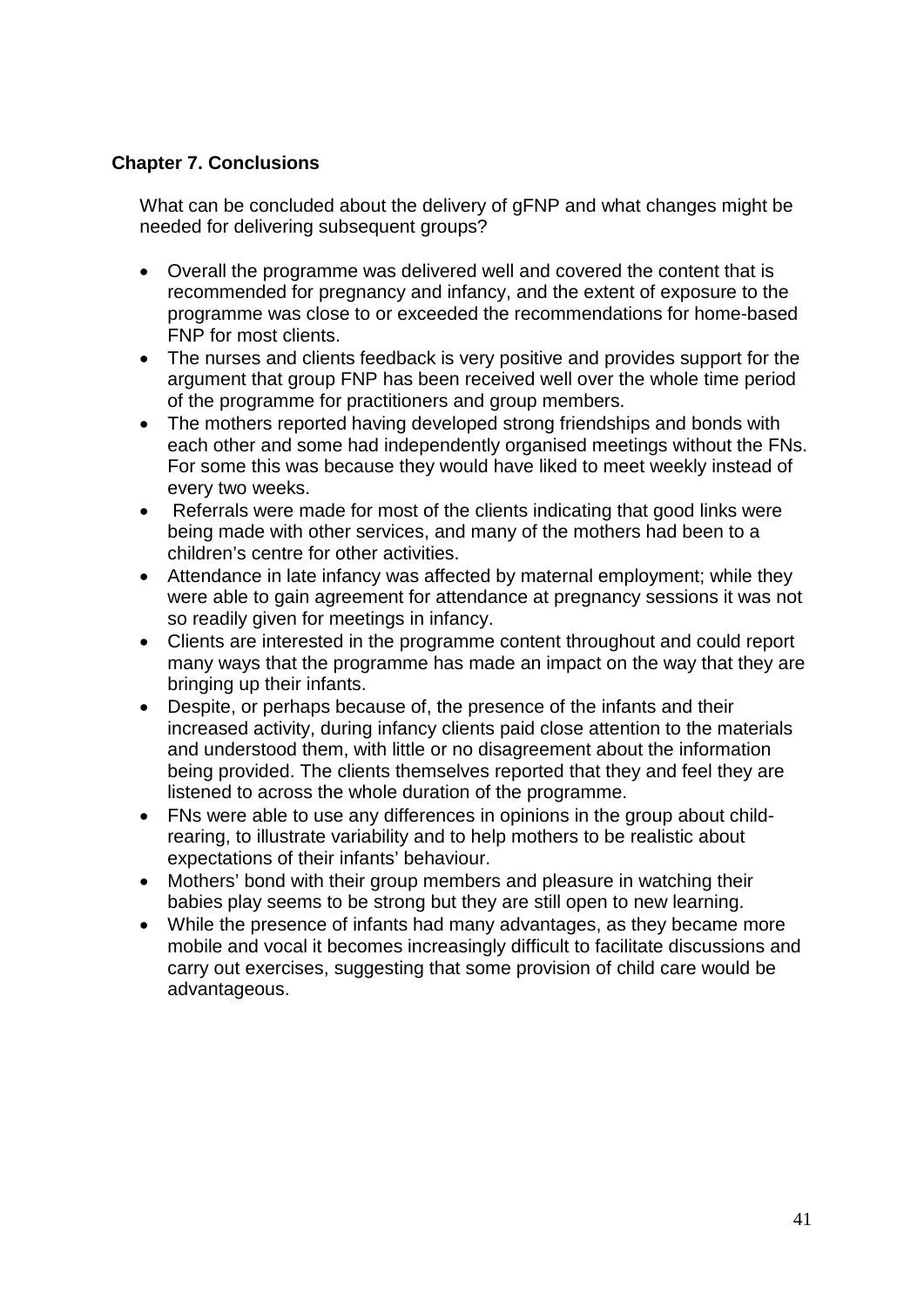## Chapter 7. Conclusions

What can be concluded about the delivery of gFNP and what changes might be needed for delivering subsequent groups?

- Overall the programme was delivered well and covered the content that is recommended for pregnancy and infancy, and the extent of exposure to the programme was close to or exceeded the recommendations for home-based FNP for most clients.
- The nurses and clients feedback is very positive and provides support for the argument that group FNP has been received well over the whole time period of the programme for practitioners and group members.
- The mothers reported having developed strong friendships and bonds with each other and some had independently organised meetings without the FNs. For some this was because they would have liked to meet weekly instead of every two weeks.
- Referrals were made for most of the clients indicating that good links were being made with other services, and many of the mothers had been to a children's centre for other activities.
- Attendance in late infancy was affected by maternal employment; while they were able to gain agreement for attendance at pregnancy sessions it was not so readily given for meetings in infancy.
- Clients are interested in the programme content throughout and could report many ways that the programme has made an impact on the way that they are bringing up their infants.
- Despite, or perhaps because of, the presence of the infants and their increased activity, during infancy clients paid close attention to the materials and understood them, with little or no disagreement about the information being provided. The clients themselves reported that they and feel they are listened to across the whole duration of the programme.
- FNs were able to use any differences in opinions in the group about child-rearing, to illustrate variability and to help mothers to be realistic about expectations of their infants' behaviour.
- Mothers' bond with their group members and pleasure in watching their babies play seems to be strong but they are still open to new learning.
- While the presence of infants had many advantages, as they became more mobile and vocal it becomes increasingly difficult to facilitate discussions and carry out exercises, suggesting that some provision of child care would be advantageous.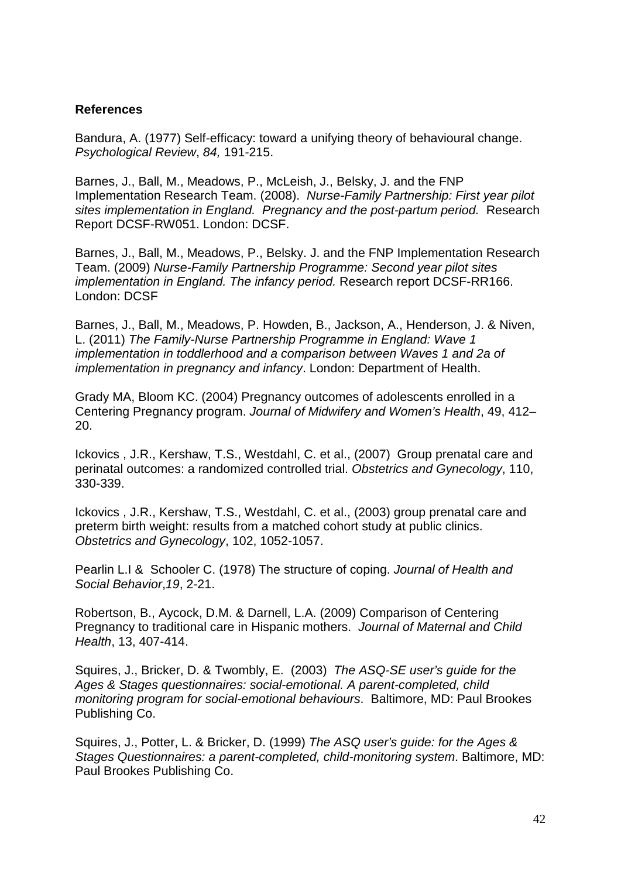**References**

Bandura, A. (1977) Self-efficacy: toward a unifying theory of behavioural change. *Psychological Review*, *84,* 191-215.

Barnes, J., Ball, M., Meadows, P., McLeish, J., Belsky, J. and the FNP Implementation Research Team. (2008). *Nurse-Family Partnership: First year pilot sites implementation in England. Pregnancy and the post-partum period.* Research Report DCSF-RW051. London: DCSF.

Barnes, J., Ball, M., Meadows, P., Belsky. J. and the FNP Implementation Research Team. (2009) *Nurse-Family Partnership Programme: Second year pilot sites implementation in England. The infancy period.* Research report DCSF-RR166. London: DCSF

Barnes, J., Ball, M., Meadows, P. Howden, B., Jackson, A., Henderson, J. & Niven, L. (2011) *The Family-Nurse Partnership Programme in England: Wave 1 implementation in toddlerhood and a comparison between Waves 1 and 2a of implementation in pregnancy and infancy*. London: Department of Health.

Grady MA, Bloom KC. (2004) Pregnancy outcomes of adolescents enrolled in a Centering Pregnancy program. *Journal of Midwifery and Women's Health*, 49, 412–20.

Ickovics , J.R., Kershaw, T.S., Westdahl, C. et al., (2007) Group prenatal care and perinatal outcomes: a randomized controlled trial. *Obstetrics and Gynecology*, 110, 330-339.

Ickovics , J.R., Kershaw, T.S., Westdahl, C. et al., (2003) group prenatal care and preterm birth weight: results from a matched cohort study at public clinics. *Obstetrics and Gynecology*, 102, 1052-1057.

Pearlin L.I & Schooler C. (1978) The structure of coping. *Journal of Health and Social Behavior*,*19*, 2-21.

Robertson, B., Aycock, D.M. & Darnell, L.A. (2009) Comparison of Centering Pregnancy to traditional care in Hispanic mothers. *Journal of Maternal and Child Health*, 13, 407-414.

Squires, J., Bricker, D. & Twombly, E. (2003) *The ASQ-SE user's guide for the Ages & Stages questionnaires: social-emotional. A parent-completed, child monitoring program for social-emotional behaviours*. Baltimore, MD: Paul Brookes Publishing Co.

Squires, J., Potter, L. & Bricker, D. (1999) *The ASQ user's guide: for the Ages & Stages Questionnaires: a parent-completed, child-monitoring system*. Baltimore, MD: Paul Brookes Publishing Co.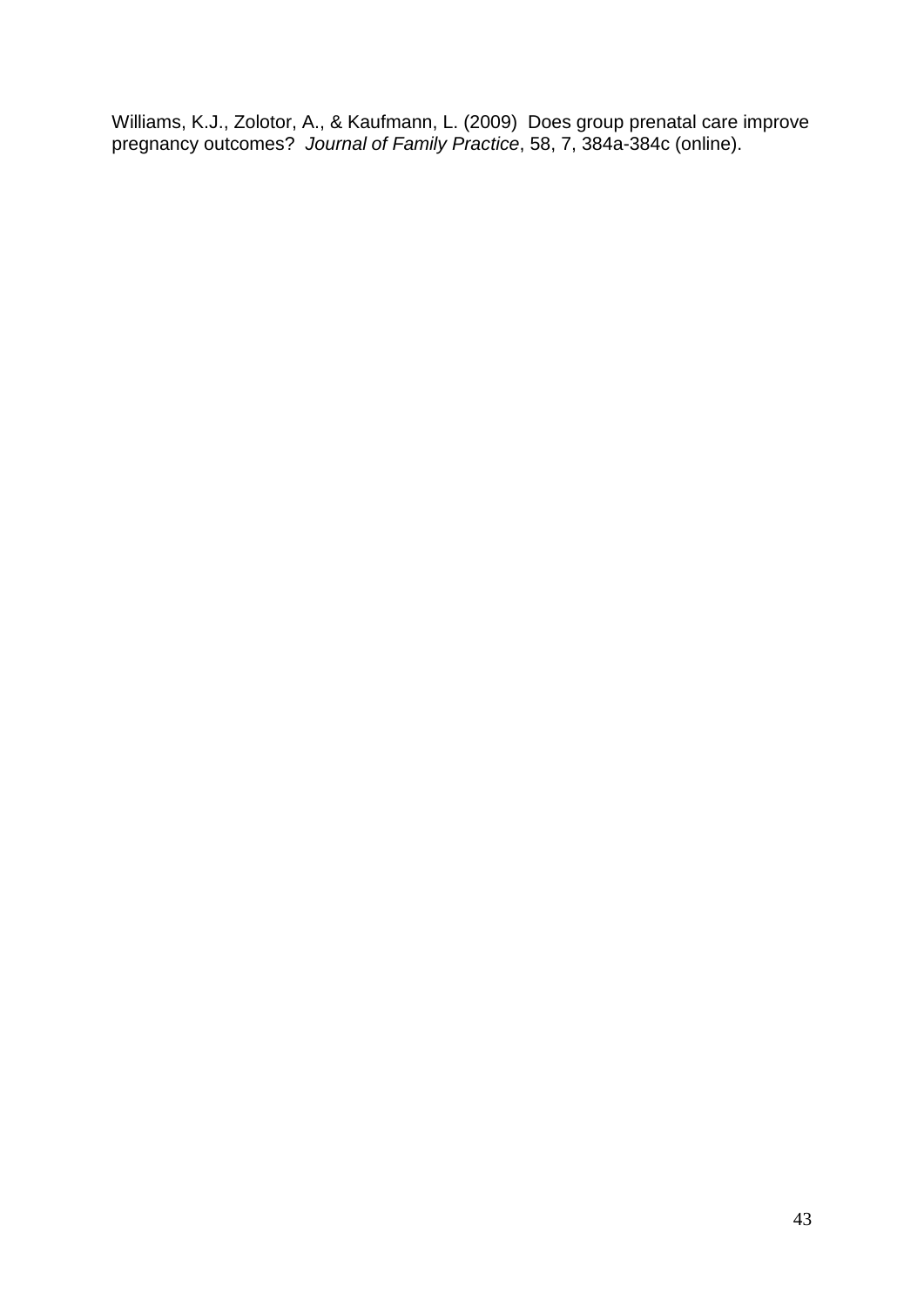Williams, K.J., Zolotor, A., & Kaufmann, L. (2009) Does group prenatal care improve pregnancy outcomes? *Journal of Family Practice*, 58, 7, 384a-384c (online).